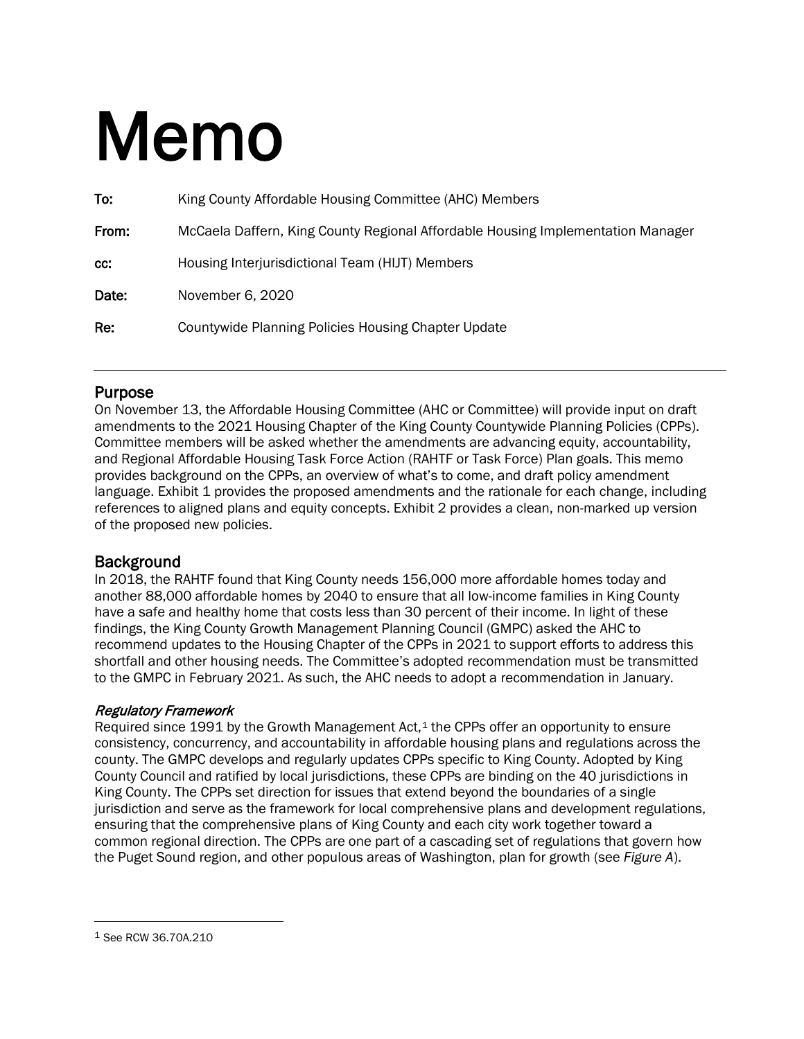# Memo

**To:** King County Affordable Housing Committee (AHC) Members

**From:** McCaela Daffern, King County Regional Affordable Housing Implementation Manager

**cc:** Housing Interjurisdictional Team (HIJT) Members

**Date:** November 6, 2020

**Re:** Countywide Planning Policies Housing Chapter Update

---

## Purpose

On November 13, the Affordable Housing Committee (AHC or Committee) will provide input on draft amendments to the 2021 Housing Chapter of the King County Countywide Planning Policies (CPPs). Committee members will be asked whether the amendments are advancing equity, accountability, and Regional Affordable Housing Task Force Action (RAHTF or Task Force) Plan goals. This memo provides background on the CPPs, an overview of what's to come, and draft policy amendment language. Exhibit 1 provides the proposed amendments and the rationale for each change, including references to aligned plans and equity concepts. Exhibit 2 provides a clean, non-marked up version of the proposed new policies.

## Background

In 2018, the RAHTF found that King County needs 156,000 more affordable homes today and another 88,000 affordable homes by 2040 to ensure that all low-income families in King County have a safe and healthy home that costs less than 30 percent of their income. In light of these findings, the King County Growth Management Planning Council (GMPC) asked the AHC to recommend updates to the Housing Chapter of the CPPs in 2021 to support efforts to address this shortfall and other housing needs. The Committee's adopted recommendation must be transmitted to the GMPC in February 2021. As such, the AHC needs to adopt a recommendation in January.

### *Regulatory Framework*

Required since 1991 by the Growth Management Act,[1] the CPPs offer an opportunity to ensure consistency, concurrency, and accountability in affordable housing plans and regulations across the county. The GMPC develops and regularly updates CPPs specific to King County. Adopted by King County Council and ratified by local jurisdictions, these CPPs are binding on the 40 jurisdictions in King County. The CPPs set direction for issues that extend beyond the boundaries of a single jurisdiction and serve as the framework for local comprehensive plans and development regulations, ensuring that the comprehensive plans of King County and each city work together toward a common regional direction. The CPPs are one part of a cascading set of regulations that govern how the Puget Sound region, and other populous areas of Washington, plan for growth (see *Figure A*).

---

[1] See RCW 36.70A.210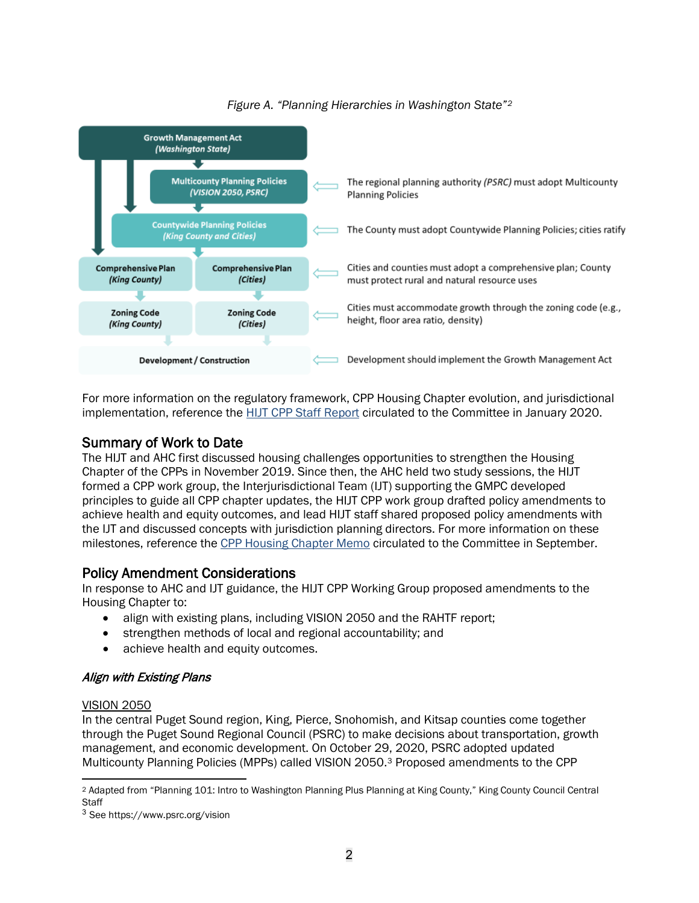*Figure A. "Planning Hierarchies in Washington State"*[2]

| Planning Level | Description |
| --- | --- |
| Growth Management Act *(Washington State)* | |
| Multicounty Planning Policies *(VISION 2050, PSRC)* | The regional planning authority *(PSRC)* must adopt Multicounty Planning Policies |
| Countywide Planning Policies *(King County and Cities)* | The County must adopt Countywide Planning Policies; cities ratify |
| Comprehensive Plan *(King County)*; Comprehensive Plan *(Cities)* | Cities and counties must adopt a comprehensive plan; County must protect rural and natural resource uses |
| Zoning Code *(King County)*; Zoning Code *(Cities)* | Cities must accommodate growth through the zoning code (e.g., height, floor area ratio, density) |
| Development / Construction | Development should implement the Growth Management Act |

For more information on the regulatory framework, CPP Housing Chapter evolution, and jurisdictional implementation, reference the HIJT CPP Staff Report circulated to the Committee in January 2020.

## Summary of Work to Date

The HIJT and AHC first discussed housing challenges opportunities to strengthen the Housing Chapter of the CPPs in November 2019. Since then, the AHC held two study sessions, the HIJT formed a CPP work group, the Interjurisdictional Team (IJT) supporting the GMPC developed principles to guide all CPP chapter updates, the HIJT CPP work group drafted policy amendments to achieve health and equity outcomes, and lead HIJT staff shared proposed policy amendments with the IJT and discussed concepts with jurisdiction planning directors. For more information on these milestones, reference the CPP Housing Chapter Memo circulated to the Committee in September.

## Policy Amendment Considerations

In response to AHC and IJT guidance, the HIJT CPP Working Group proposed amendments to the Housing Chapter to:

- align with existing plans, including VISION 2050 and the RAHTF report;
- strengthen methods of local and regional accountability; and
- achieve health and equity outcomes.

### *Align with Existing Plans*

VISION 2050

In the central Puget Sound region, King, Pierce, Snohomish, and Kitsap counties come together through the Puget Sound Regional Council (PSRC) to make decisions about transportation, growth management, and economic development. On October 29, 2020, PSRC adopted updated Multicounty Planning Policies (MPPs) called VISION 2050.[3] Proposed amendments to the CPP

[2] Adapted from "Planning 101: Intro to Washington Planning Plus Planning at King County," King County Council Central Staff

[3] See https://www.psrc.org/vision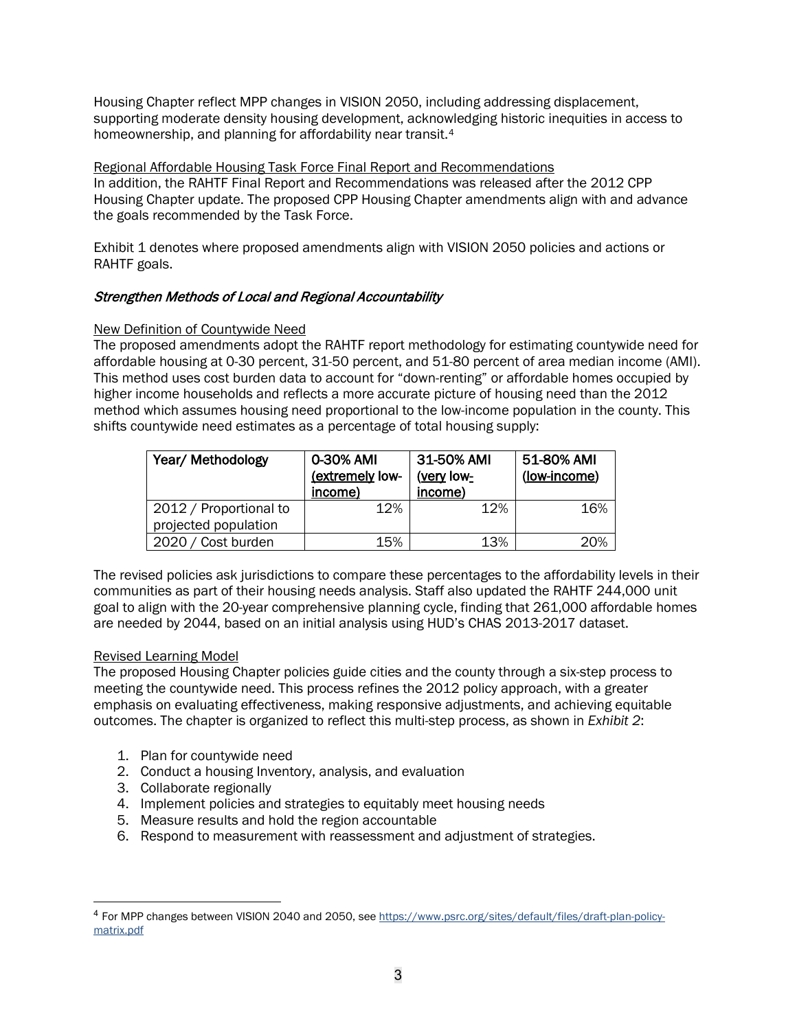Housing Chapter reflect MPP changes in VISION 2050, including addressing displacement, supporting moderate density housing development, acknowledging historic inequities in access to homeownership, and planning for affordability near transit.[4]

Regional Affordable Housing Task Force Final Report and Recommendations

In addition, the RAHTF Final Report and Recommendations was released after the 2012 CPP Housing Chapter update. The proposed CPP Housing Chapter amendments align with and advance the goals recommended by the Task Force.

Exhibit 1 denotes where proposed amendments align with VISION 2050 policies and actions or RAHTF goals.

### *Strengthen Methods of Local and Regional Accountability*

New Definition of Countywide Need

The proposed amendments adopt the RAHTF report methodology for estimating countywide need for affordable housing at 0-30 percent, 31-50 percent, and 51-80 percent of area median income (AMI). This method uses cost burden data to account for "down-renting" or affordable homes occupied by higher income households and reflects a more accurate picture of housing need than the 2012 method which assumes housing need proportional to the low-income population in the county. This shifts countywide need estimates as a percentage of total housing supply:

| Year/ Methodology | 0-30% AMI (extremely low-income) | 31-50% AMI (very low-income) | 51-80% AMI (low-income) |
|---|---|---|---|
| 2012 / Proportional to projected population | 12% | 12% | 16% |
| 2020 / Cost burden | 15% | 13% | 20% |

The revised policies ask jurisdictions to compare these percentages to the affordability levels in their communities as part of their housing needs analysis. Staff also updated the RAHTF 244,000 unit goal to align with the 20-year comprehensive planning cycle, finding that 261,000 affordable homes are needed by 2044, based on an initial analysis using HUD's CHAS 2013-2017 dataset.

Revised Learning Model

The proposed Housing Chapter policies guide cities and the county through a six-step process to meeting the countywide need. This process refines the 2012 policy approach, with a greater emphasis on evaluating effectiveness, making responsive adjustments, and achieving equitable outcomes. The chapter is organized to reflect this multi-step process, as shown in *Exhibit 2*:

1. Plan for countywide need
2. Conduct a housing Inventory, analysis, and evaluation
3. Collaborate regionally
4. Implement policies and strategies to equitably meet housing needs
5. Measure results and hold the region accountable
6. Respond to measurement with reassessment and adjustment of strategies.

[4] For MPP changes between VISION 2040 and 2050, see https://www.psrc.org/sites/default/files/draft-plan-policy-matrix.pdf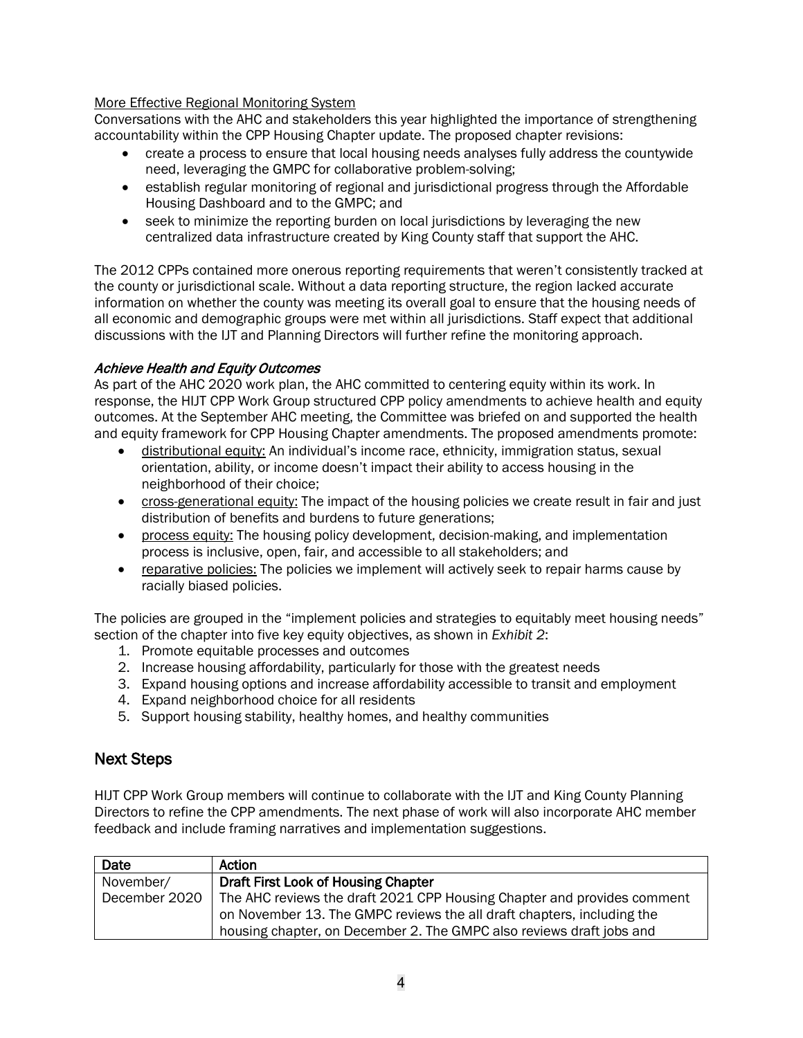More Effective Regional Monitoring System

Conversations with the AHC and stakeholders this year highlighted the importance of strengthening accountability within the CPP Housing Chapter update. The proposed chapter revisions:

- create a process to ensure that local housing needs analyses fully address the countywide need, leveraging the GMPC for collaborative problem-solving;
- establish regular monitoring of regional and jurisdictional progress through the Affordable Housing Dashboard and to the GMPC; and
- seek to minimize the reporting burden on local jurisdictions by leveraging the new centralized data infrastructure created by King County staff that support the AHC.

The 2012 CPPs contained more onerous reporting requirements that weren't consistently tracked at the county or jurisdictional scale. Without a data reporting structure, the region lacked accurate information on whether the county was meeting its overall goal to ensure that the housing needs of all economic and demographic groups were met within all jurisdictions. Staff expect that additional discussions with the IJT and Planning Directors will further refine the monitoring approach.

***Achieve Health and Equity Outcomes***

As part of the AHC 2020 work plan, the AHC committed to centering equity within its work. In response, the HIJT CPP Work Group structured CPP policy amendments to achieve health and equity outcomes. At the September AHC meeting, the Committee was briefed on and supported the health and equity framework for CPP Housing Chapter amendments. The proposed amendments promote:

- distributional equity: An individual's income race, ethnicity, immigration status, sexual orientation, ability, or income doesn't impact their ability to access housing in the neighborhood of their choice;
- cross-generational equity: The impact of the housing policies we create result in fair and just distribution of benefits and burdens to future generations;
- process equity: The housing policy development, decision-making, and implementation process is inclusive, open, fair, and accessible to all stakeholders; and
- reparative policies: The policies we implement will actively seek to repair harms cause by racially biased policies.

The policies are grouped in the "implement policies and strategies to equitably meet housing needs" section of the chapter into five key equity objectives, as shown in *Exhibit 2*:

1. Promote equitable processes and outcomes
2. Increase housing affordability, particularly for those with the greatest needs
3. Expand housing options and increase affordability accessible to transit and employment
4. Expand neighborhood choice for all residents
5. Support housing stability, healthy homes, and healthy communities

## Next Steps

HIJT CPP Work Group members will continue to collaborate with the IJT and King County Planning Directors to refine the CPP amendments. The next phase of work will also incorporate AHC member feedback and include framing narratives and implementation suggestions.

| Date | Action |
|---|---|
| November/ December 2020 | **Draft First Look of Housing Chapter** The AHC reviews the draft 2021 CPP Housing Chapter and provides comment on November 13. The GMPC reviews the all draft chapters, including the housing chapter, on December 2. The GMPC also reviews draft jobs and |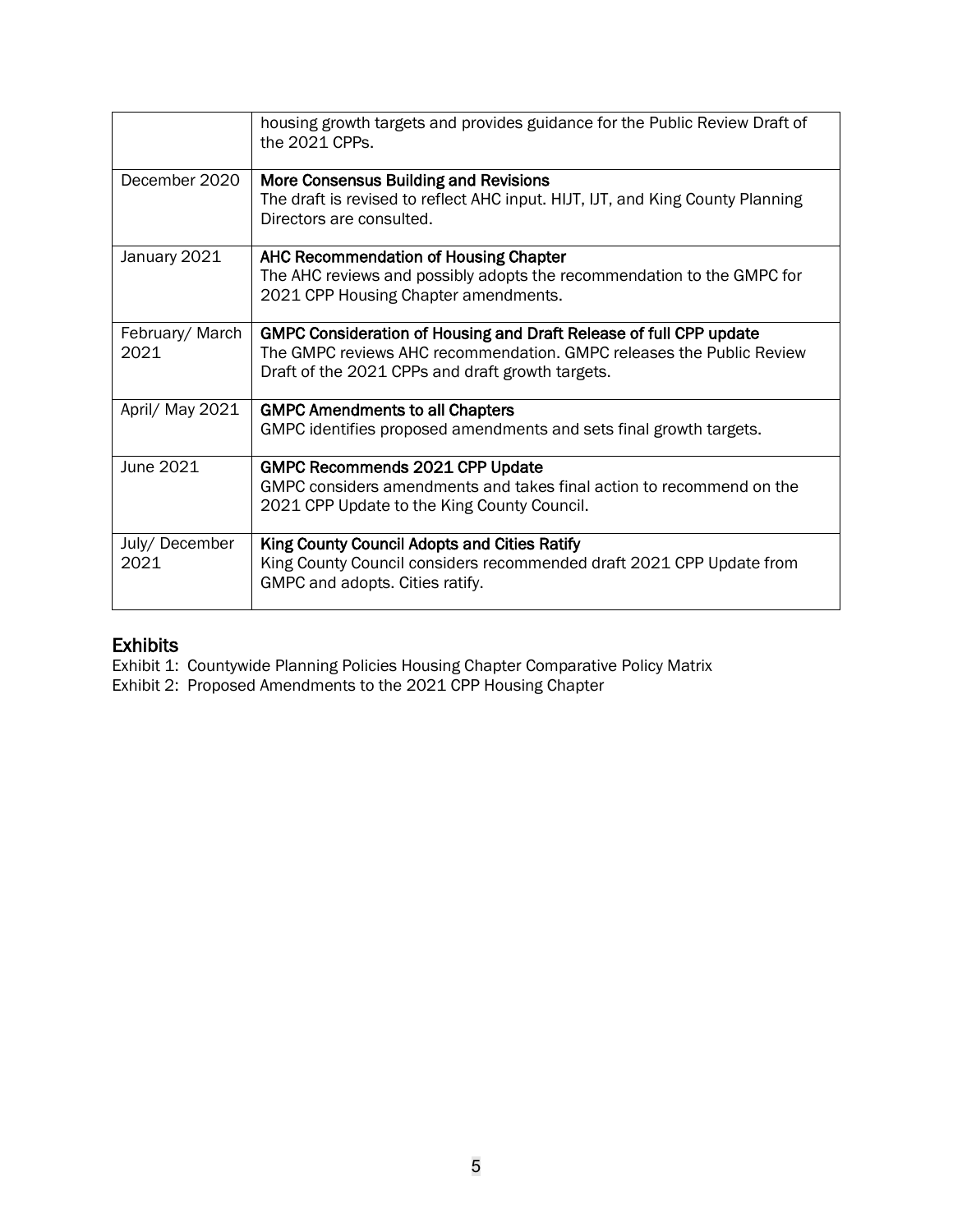| | |
|---|---|
| | housing growth targets and provides guidance for the Public Review Draft of the 2021 CPPs. |
| December 2020 | **More Consensus Building and Revisions**<br>The draft is revised to reflect AHC input. HIJT, IJT, and King County Planning Directors are consulted. |
| January 2021 | **AHC Recommendation of Housing Chapter**<br>The AHC reviews and possibly adopts the recommendation to the GMPC for 2021 CPP Housing Chapter amendments. |
| February/ March 2021 | **GMPC Consideration of Housing and Draft Release of full CPP update**<br>The GMPC reviews AHC recommendation. GMPC releases the Public Review Draft of the 2021 CPPs and draft growth targets. |
| April/ May 2021 | **GMPC Amendments to all Chapters**<br>GMPC identifies proposed amendments and sets final growth targets. |
| June 2021 | **GMPC Recommends 2021 CPP Update**<br>GMPC considers amendments and takes final action to recommend on the 2021 CPP Update to the King County Council. |
| July/ December 2021 | **King County Council Adopts and Cities Ratify**<br>King County Council considers recommended draft 2021 CPP Update from GMPC and adopts. Cities ratify. |

## Exhibits

Exhibit 1: Countywide Planning Policies Housing Chapter Comparative Policy Matrix
Exhibit 2: Proposed Amendments to the 2021 CPP Housing Chapter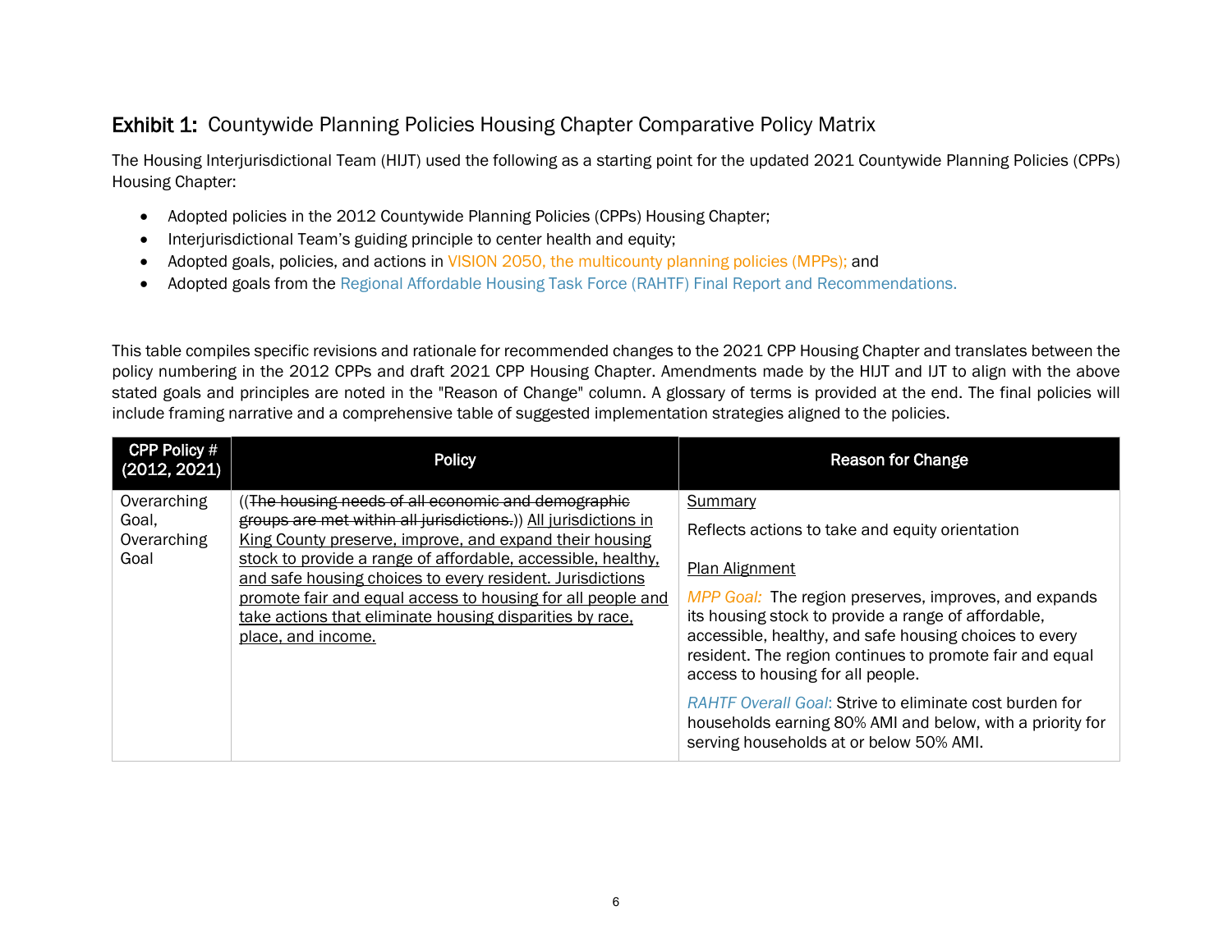## Exhibit 1: Countywide Planning Policies Housing Chapter Comparative Policy Matrix

The Housing Interjurisdictional Team (HIJT) used the following as a starting point for the updated 2021 Countywide Planning Policies (CPPs) Housing Chapter:

- Adopted policies in the 2012 Countywide Planning Policies (CPPs) Housing Chapter;
- Interjurisdictional Team's guiding principle to center health and equity;
- Adopted goals, policies, and actions in VISION 2050, the multicounty planning policies (MPPs); and
- Adopted goals from the Regional Affordable Housing Task Force (RAHTF) Final Report and Recommendations.

This table compiles specific revisions and rationale for recommended changes to the 2021 CPP Housing Chapter and translates between the policy numbering in the 2012 CPPs and draft 2021 CPP Housing Chapter. Amendments made by the HIJT and IJT to align with the above stated goals and principles are noted in the "Reason of Change" column. A glossary of terms is provided at the end. The final policies will include framing narrative and a comprehensive table of suggested implementation strategies aligned to the policies.

| CPP Policy # (2012, 2021) | Policy | Reason for Change |
|---|---|---|
| Overarching Goal, Overarching Goal | ((~~The housing needs of all economic and demographic groups are met within all jurisdictions.~~)) <u>All jurisdictions in King County preserve, improve, and expand their housing stock to provide a range of affordable, accessible, healthy, and safe housing choices to every resident. Jurisdictions promote fair and equal access to housing for all people and take actions that eliminate housing disparities by race, place, and income.</u> | <u>Summary</u><br><br>Reflects actions to take and equity orientation<br><br><u>Plan Alignment</u><br><br>*MPP Goal:* The region preserves, improves, and expands its housing stock to provide a range of affordable, accessible, healthy, and safe housing choices to every resident. The region continues to promote fair and equal access to housing for all people.<br><br>*RAHTF Overall Goal:* Strive to eliminate cost burden for households earning 80% AMI and below, with a priority for serving households at or below 50% AMI. |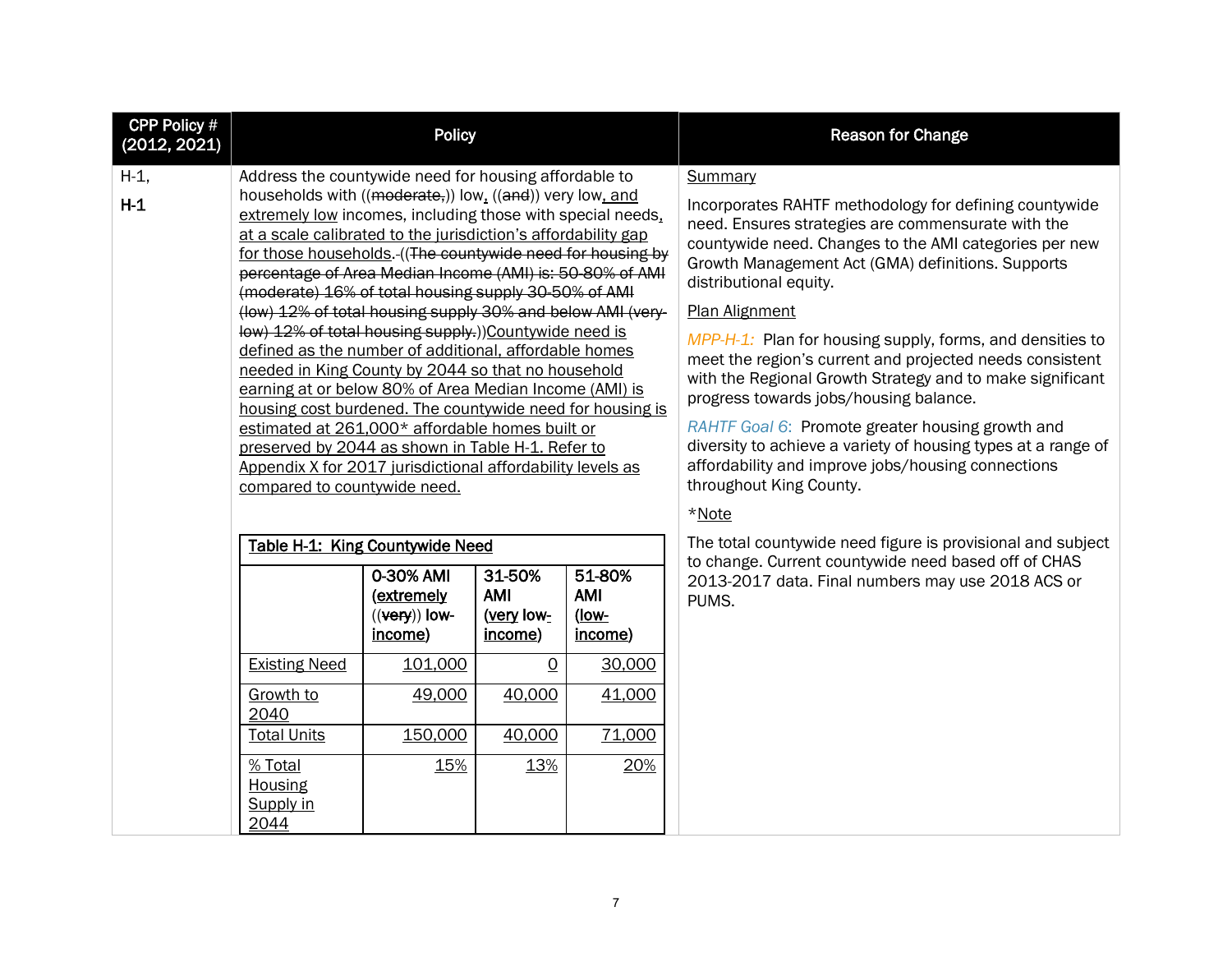| CPP Policy # (2012, 2021) | Policy | Reason for Change |
|---|---|---|
| H-1,<br><br>**H-1** | Address the countywide need for housing affordable to households with ((~~moderate,~~)) low, ((~~and~~)) very low, and extremely low incomes, including those with special needs, at a scale calibrated to the jurisdiction's affordability gap for those households. ((~~The countywide need for housing by percentage of Area Median Income (AMI) is: 50-80% of AMI (moderate) 16% of total housing supply 30-50% of AMI (low) 12% of total housing supply 30% and below AMI (very-low) 12% of total housing supply.~~))Countywide need is defined as the number of additional, affordable homes needed in King County by 2044 so that no household earning at or below 80% of Area Median Income (AMI) is housing cost burdened. The countywide need for housing is estimated at 261,000* affordable homes built or preserved by 2044 as shown in Table H-1. Refer to Appendix X for 2017 jurisdictional affordability levels as compared to countywide need. | Summary<br><br>Incorporates RAHTF methodology for defining countywide need. Ensures strategies are commensurate with the countywide need. Changes to the AMI categories per new Growth Management Act (GMA) definitions. Supports distributional equity.<br><br>Plan Alignment<br><br>*MPP-H-1:* Plan for housing supply, forms, and densities to meet the region's current and projected needs consistent with the Regional Growth Strategy and to make significant progress towards jobs/housing balance.<br><br>*RAHTF Goal 6*: Promote greater housing growth and diversity to achieve a variety of housing types at a range of affordability and improve jobs/housing connections throughout King County.<br><br>*Note<br><br>The total countywide need figure is provisional and subject to change. Current countywide need based off of CHAS 2013-2017 data. Final numbers may use 2018 ACS or PUMS. |

**Table H-1: King Countywide Need**

| | **0-30% AMI (extremely ((~~very~~)) low-income)** | **31-50% AMI (very low-income)** | **51-80% AMI (low-income)** |
|---|---|---|---|
| Existing Need | 101,000 | 0 | 30,000 |
| Growth to 2040 | 49,000 | 40,000 | 41,000 |
| Total Units | 150,000 | 40,000 | 71,000 |
| % Total Housing Supply in 2044 | 15% | 13% | 20% |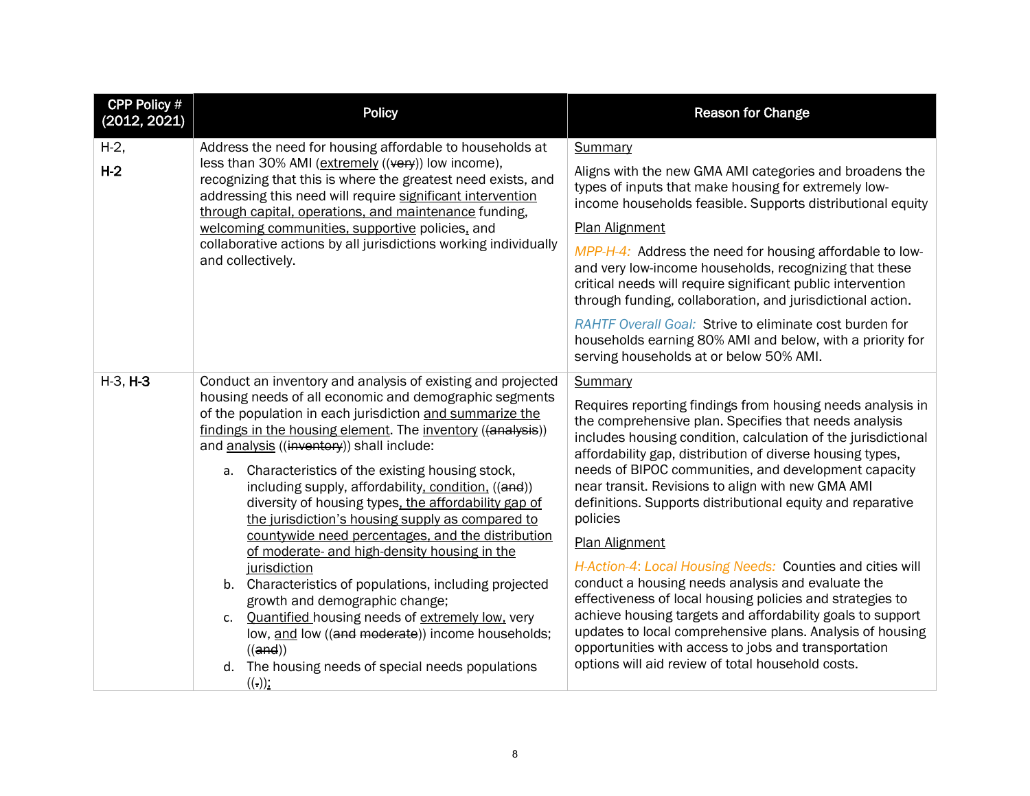| CPP Policy # (2012, 2021) | Policy | Reason for Change |
|---|---|---|
| H-2, **H-2** | Address the need for housing affordable to households at less than 30% AMI (<u>extremely</u> ((~~very~~)) low income), recognizing that this is where the greatest need exists, and addressing this need will require <u>significant intervention through capital, operations, and maintenance</u> funding, <u>welcoming communities, supportive</u> policies<u>,</u> and collaborative actions by all jurisdictions working individually and collectively. | <u>Summary</u><br><br>Aligns with the new GMA AMI categories and broadens the types of inputs that make housing for extremely low-income households feasible. Supports distributional equity<br><br><u>Plan Alignment</u><br><br>*MPP-H-4:* Address the need for housing affordable to low- and very low-income households, recognizing that these critical needs will require significant public intervention through funding, collaboration, and jurisdictional action.<br><br>*RAHTF Overall Goal:* Strive to eliminate cost burden for households earning 80% AMI and below, with a priority for serving households at or below 50% AMI. |
| H-3, **H-3** | Conduct an inventory and analysis of existing and projected housing needs of all economic and demographic segments of the population in each jurisdiction <u>and summarize the findings in the housing element</u>. The <u>inventory</u> ((~~analysis~~)) and <u>analysis</u> ((~~inventory~~)) shall include:<br><br>a. Characteristics of the existing housing stock, including supply, affordability<u>, condition,</u> ((~~and~~)) diversity of housing types<u>, the affordability gap of the jurisdiction's housing supply as compared to countywide need percentages, and the distribution of moderate- and high-density housing in the jurisdiction</u><br>b. Characteristics of populations, including projected growth and demographic change;<br>c. <u>Quantified</u> housing needs of <u>extremely low,</u> very low, <u>and</u> low ((~~and moderate~~)) income households; ((~~and~~))<br>d. The housing needs of special needs populations ((~~.~~))<u>;</u> | <u>Summary</u><br><br>Requires reporting findings from housing needs analysis in the comprehensive plan. Specifies that needs analysis includes housing condition, calculation of the jurisdictional affordability gap, distribution of diverse housing types, needs of BIPOC communities, and development capacity near transit. Revisions to align with new GMA AMI definitions. Supports distributional equity and reparative policies<br><br><u>Plan Alignment</u><br><br>*H-Action-4: Local Housing Needs:* Counties and cities will conduct a housing needs analysis and evaluate the effectiveness of local housing policies and strategies to achieve housing targets and affordability goals to support updates to local comprehensive plans. Analysis of housing opportunities with access to jobs and transportation options will aid review of total household costs. |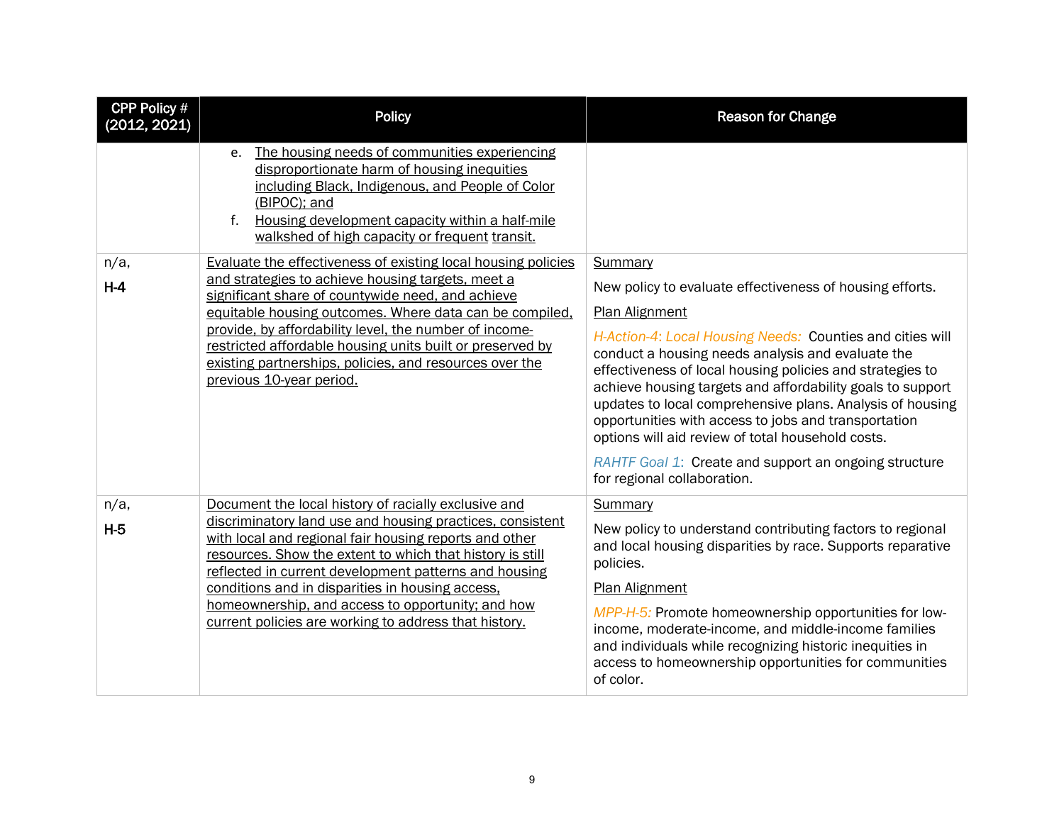| CPP Policy # (2012, 2021) | Policy | Reason for Change |
|---|---|---|
| | e. The housing needs of communities experiencing disproportionate harm of housing inequities including Black, Indigenous, and People of Color (BIPOC); and<br>f. Housing development capacity within a half-mile walkshed of high capacity or frequent transit. | |
| n/a, **H-4** | Evaluate the effectiveness of existing local housing policies and strategies to achieve housing targets, meet a significant share of countywide need, and achieve equitable housing outcomes. Where data can be compiled, provide, by affordability level, the number of income-restricted affordable housing units built or preserved by existing partnerships, policies, and resources over the previous 10-year period. | Summary<br>New policy to evaluate effectiveness of housing efforts.<br>Plan Alignment<br>*H-Action-4: Local Housing Needs:* Counties and cities will conduct a housing needs analysis and evaluate the effectiveness of local housing policies and strategies to achieve housing targets and affordability goals to support updates to local comprehensive plans. Analysis of housing opportunities with access to jobs and transportation options will aid review of total household costs.<br>*RAHTF Goal 1:* Create and support an ongoing structure for regional collaboration. |
| n/a, **H-5** | Document the local history of racially exclusive and discriminatory land use and housing practices, consistent with local and regional fair housing reports and other resources. Show the extent to which that history is still reflected in current development patterns and housing conditions and in disparities in housing access, homeownership, and access to opportunity; and how current policies are working to address that history. | Summary<br>New policy to understand contributing factors to regional and local housing disparities by race. Supports reparative policies.<br>Plan Alignment<br>*MPP-H-5:* Promote homeownership opportunities for low-income, moderate-income, and middle-income families and individuals while recognizing historic inequities in access to homeownership opportunities for communities of color. |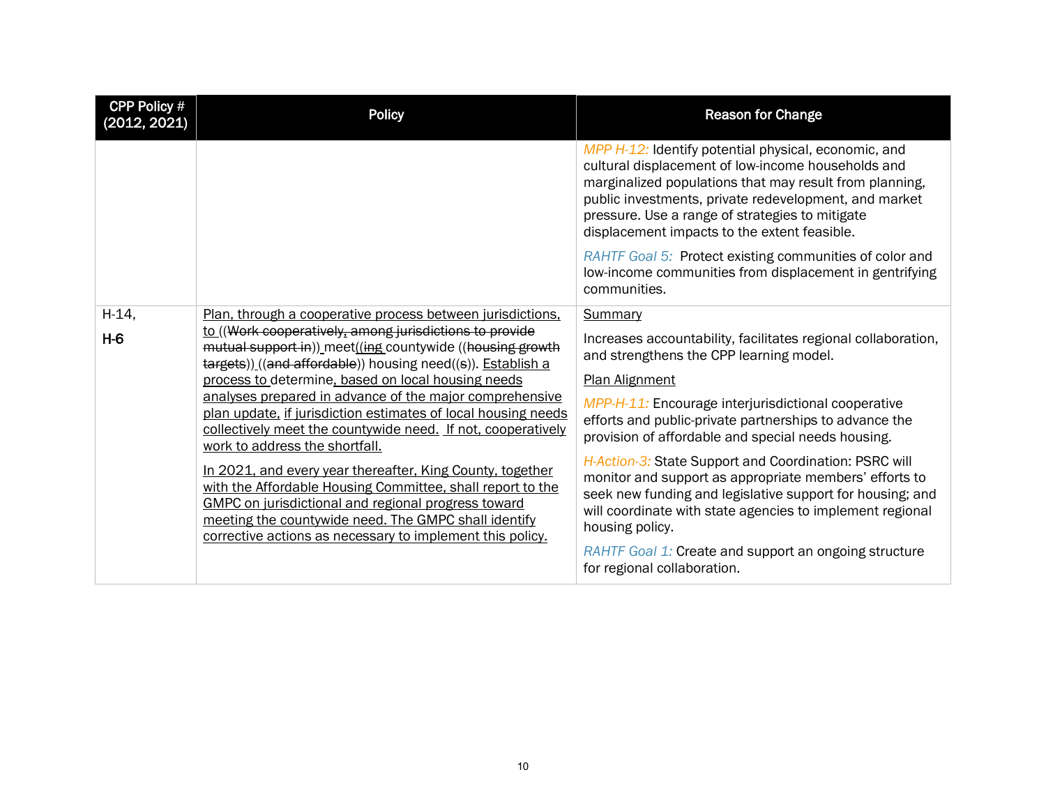| CPP Policy # (2012, 2021) | Policy | Reason for Change |
| --- | --- | --- |
| | | MPP H-12: Identify potential physical, economic, and cultural displacement of low-income households and marginalized populations that may result from planning, public investments, private redevelopment, and market pressure. Use a range of strategies to mitigate displacement impacts to the extent feasible.<br><br>RAHTF Goal 5: Protect existing communities of color and low-income communities from displacement in gentrifying communities. |
| H-14,<br><br>**H-6** | <u>Plan, through a cooperative process between jurisdictions, to</u> ((~~Work cooperatively, among jurisdictions to provide mutual support in~~)) meet((~~ing~~ countywide ((~~housing growth targets~~)) ((~~and affordable~~)) housing need((~~s~~)). <u>Establish a process to</u> determine<u>, based on local housing needs analyses prepared in advance of the major comprehensive plan update, if jurisdiction estimates of local housing needs collectively meet the countywide need. If not, cooperatively work to address the shortfall.</u><br><br><u>In 2021, and every year thereafter, King County, together with the Affordable Housing Committee, shall report to the GMPC on jurisdictional and regional progress toward meeting the countywide need. The GMPC shall identify corrective actions as necessary to implement this policy.</u> | <u>Summary</u><br><br>Increases accountability, facilitates regional collaboration, and strengthens the CPP learning model.<br><br><u>Plan Alignment</u><br><br>MPP-H-11: Encourage interjurisdictional cooperative efforts and public-private partnerships to advance the provision of affordable and special needs housing.<br><br>H-Action-3: State Support and Coordination: PSRC will monitor and support as appropriate members' efforts to seek new funding and legislative support for housing; and will coordinate with state agencies to implement regional housing policy.<br><br>RAHTF Goal 1: Create and support an ongoing structure for regional collaboration. |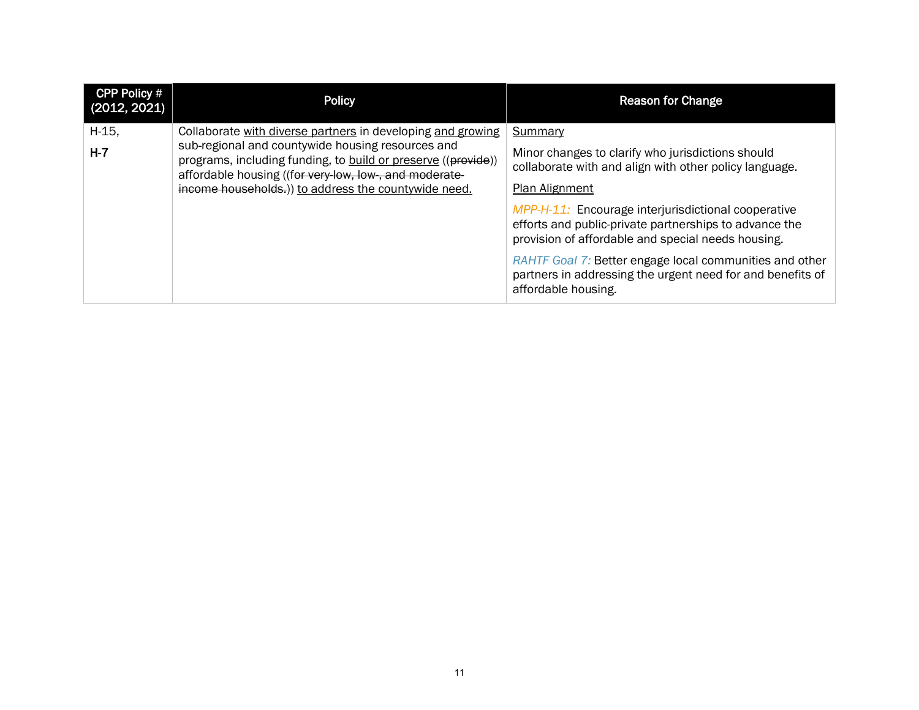| CPP Policy # (2012, 2021) | Policy | Reason for Change |
|---|---|---|
| H-15, **H-7** | Collaborate <u>with diverse partners</u> in developing <u>and growing</u> sub-regional and countywide housing resources and programs, including funding, to <u>build or preserve</u> ((~~provide~~)) affordable housing ((~~for very-low, low-, and moderate-income households.~~)) <u>to address the countywide need.</u> | <u>Summary</u><br><br>Minor changes to clarify who jurisdictions should collaborate with and align with other policy language.<br><br><u>Plan Alignment</u><br><br>*MPP-H-11:* Encourage interjurisdictional cooperative efforts and public-private partnerships to advance the provision of affordable and special needs housing.<br><br>*RAHTF Goal 7:* Better engage local communities and other partners in addressing the urgent need for and benefits of affordable housing. |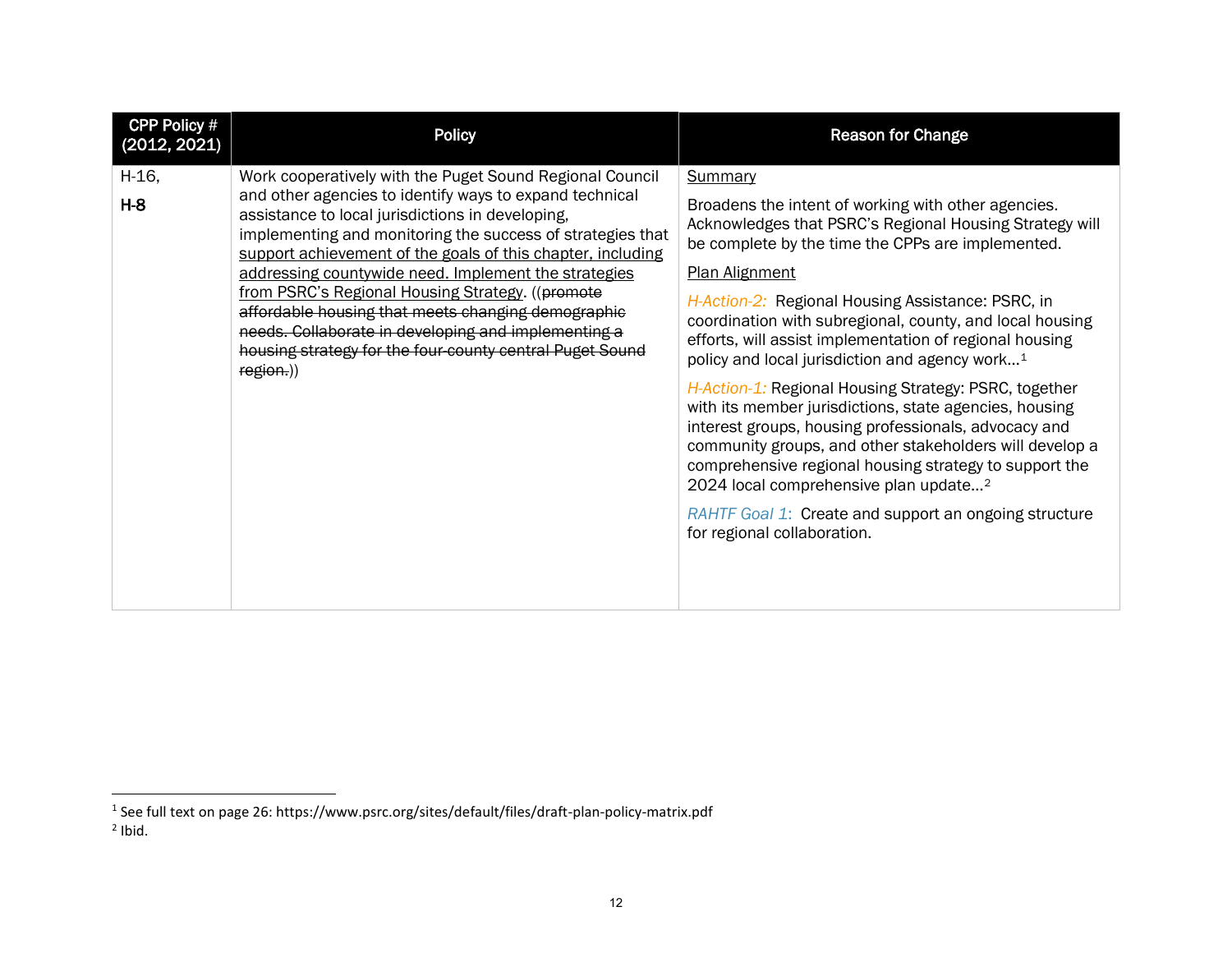| CPP Policy # (2012, 2021) | Policy | Reason for Change |
|---|---|---|
| H-16, **H-8** | Work cooperatively with the Puget Sound Regional Council and other agencies to identify ways to expand technical assistance to local jurisdictions in developing, implementing and monitoring the success of strategies that <u>support achievement of the goals of this chapter, including addressing countywide need. Implement the strategies from PSRC's Regional Housing Strategy</u>. ((~~promote affordable housing that meets changing demographic needs. Collaborate in developing and implementing a housing strategy for the four-county central Puget Sound region.~~)) | <u>Summary</u><br><br>Broadens the intent of working with other agencies. Acknowledges that PSRC's Regional Housing Strategy will be complete by the time the CPPs are implemented.<br><br><u>Plan Alignment</u><br><br>*H-Action-2:* Regional Housing Assistance: PSRC, in coordination with subregional, county, and local housing efforts, will assist implementation of regional housing policy and local jurisdiction and agency work…[1]<br><br>*H-Action-1:* Regional Housing Strategy: PSRC, together with its member jurisdictions, state agencies, housing interest groups, housing professionals, advocacy and community groups, and other stakeholders will develop a comprehensive regional housing strategy to support the 2024 local comprehensive plan update…[2]<br><br>*RAHTF Goal 1:* Create and support an ongoing structure for regional collaboration. |

[1] See full text on page 26: https://www.psrc.org/sites/default/files/draft-plan-policy-matrix.pdf

[2] Ibid.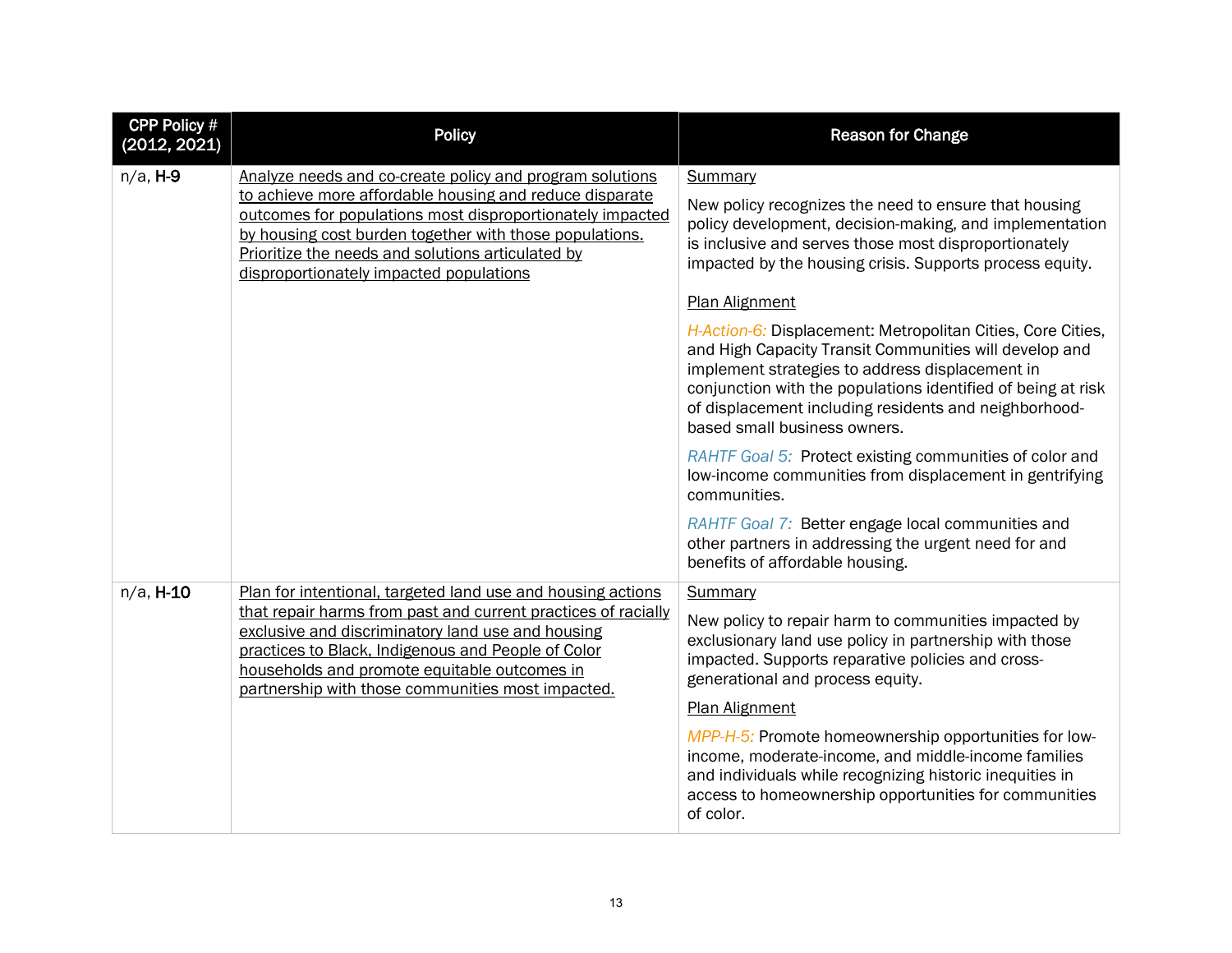| CPP Policy # (2012, 2021) | Policy | Reason for Change |
|---|---|---|
| n/a, **H-9** | Analyze needs and co-create policy and program solutions to achieve more affordable housing and reduce disparate outcomes for populations most disproportionately impacted by housing cost burden together with those populations. Prioritize the needs and solutions articulated by disproportionately impacted populations | Summary<br><br>New policy recognizes the need to ensure that housing policy development, decision-making, and implementation is inclusive and serves those most disproportionately impacted by the housing crisis. Supports process equity.<br><br>Plan Alignment<br><br>*H-Action-6:* Displacement: Metropolitan Cities, Core Cities, and High Capacity Transit Communities will develop and implement strategies to address displacement in conjunction with the populations identified of being at risk of displacement including residents and neighborhood-based small business owners.<br><br>*RAHTF Goal 5:* Protect existing communities of color and low-income communities from displacement in gentrifying communities.<br><br>*RAHTF Goal 7:* Better engage local communities and other partners in addressing the urgent need for and benefits of affordable housing. |
| n/a, **H-10** | Plan for intentional, targeted land use and housing actions that repair harms from past and current practices of racially exclusive and discriminatory land use and housing practices to Black, Indigenous and People of Color households and promote equitable outcomes in partnership with those communities most impacted. | Summary<br><br>New policy to repair harm to communities impacted by exclusionary land use policy in partnership with those impacted. Supports reparative policies and cross-generational and process equity.<br><br>Plan Alignment<br><br>*MPP-H-5:* Promote homeownership opportunities for low-income, moderate-income, and middle-income families and individuals while recognizing historic inequities in access to homeownership opportunities for communities of color. |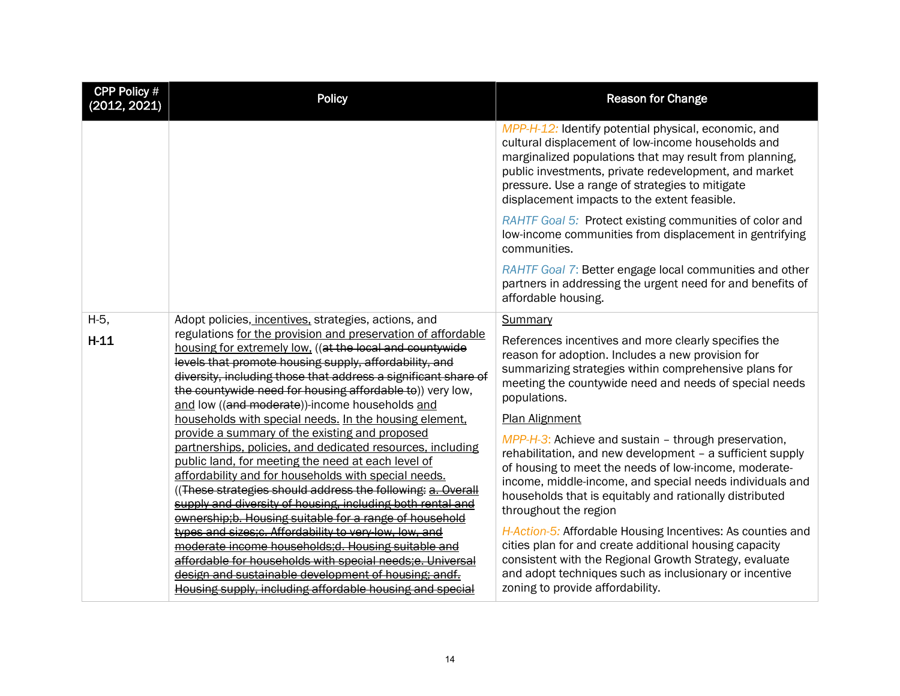| CPP Policy # (2012, 2021) | Policy | Reason for Change |
|---|---|---|
| | | *MPP-H-12:* Identify potential physical, economic, and cultural displacement of low-income households and marginalized populations that may result from planning, public investments, private redevelopment, and market pressure. Use a range of strategies to mitigate displacement impacts to the extent feasible.<br><br>*RAHTF Goal 5:* Protect existing communities of color and low-income communities from displacement in gentrifying communities.<br><br>*RAHTF Goal 7*: Better engage local communities and other partners in addressing the urgent need for and benefits of affordable housing. |
| H-5,<br><br>**H-11** | Adopt policies, <u>incentives,</u> strategies, actions, and regulations <u>for the provision and preservation of affordable housing for extremely low,</u> ((~~at the local and countywide levels that promote housing supply, affordability, and diversity, including those that address a significant share of the countywide need for housing affordable to~~)) very low, <u>and</u> low ((~~and moderate~~))-income households <u>and households with special needs. In the housing element, provide a summary of the existing and proposed partnerships, policies, and dedicated resources, including public land, for meeting the need at each level of affordability and for households with special needs.</u> ((~~These strategies should address the following: a. Overall supply and diversity of housing, including both rental and ownership;b. Housing suitable for a range of household types and sizes;c. Affordability to very-low, low, and moderate income households;d. Housing suitable and affordable for households with special needs;e. Universal design and sustainable development of housing; andf. Housing supply, including affordable housing and special~~ | <u>Summary</u><br><br>References incentives and more clearly specifies the reason for adoption. Includes a new provision for summarizing strategies within comprehensive plans for meeting the countywide need and needs of special needs populations.<br><br><u>Plan Alignment</u><br><br>*MPP-H-3*: Achieve and sustain – through preservation, rehabilitation, and new development – a sufficient supply of housing to meet the needs of low-income, moderate-income, middle-income, and special needs individuals and households that is equitably and rationally distributed throughout the region<br><br>*H-Action-5:* Affordable Housing Incentives: As counties and cities plan for and create additional housing capacity consistent with the Regional Growth Strategy, evaluate and adopt techniques such as inclusionary or incentive zoning to provide affordability. |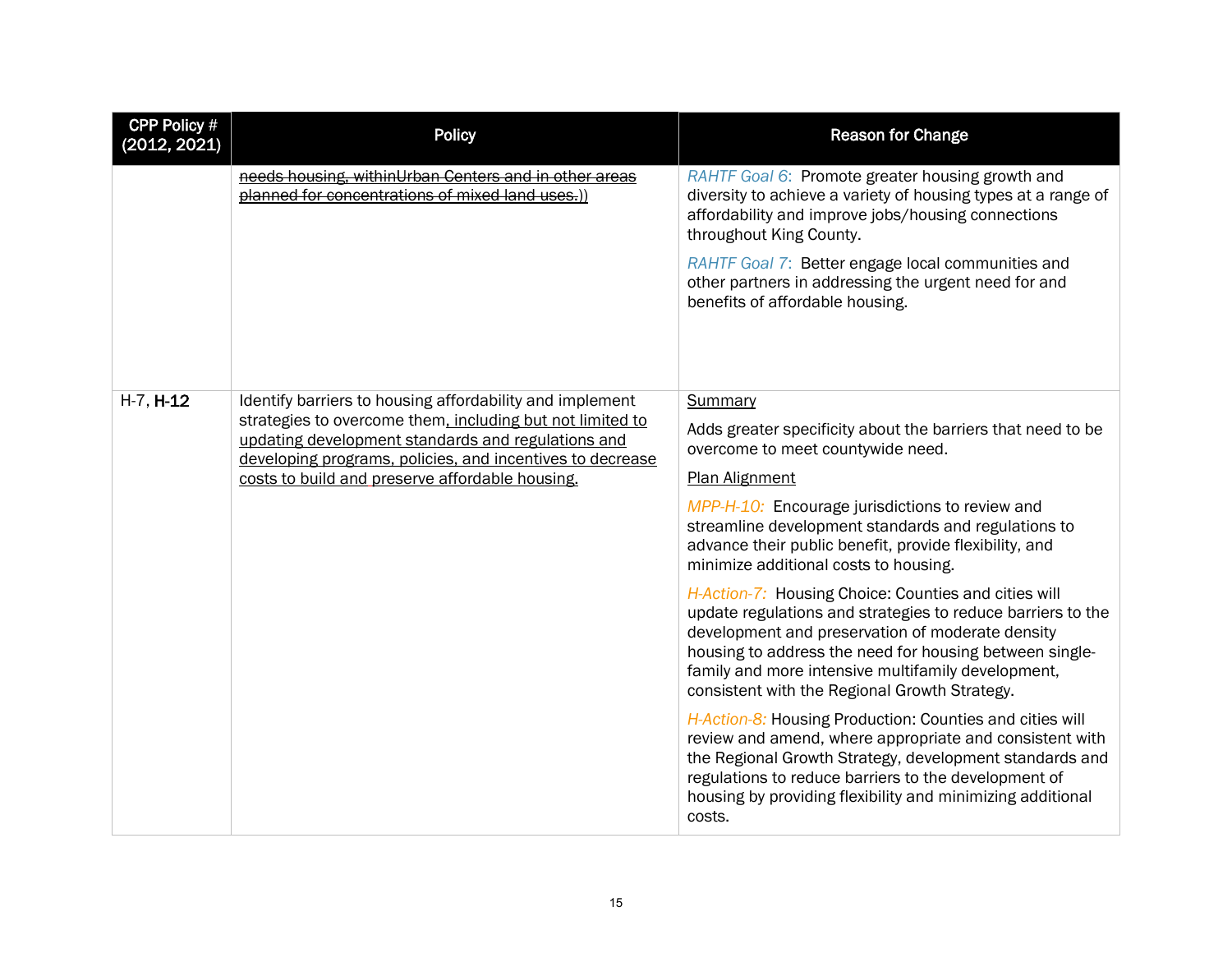| CPP Policy # (2012, 2021) | Policy | Reason for Change |
|---|---|---|
| | ~~needs housing, withinUrban Centers and in other areas planned for concentrations of mixed land uses.~~)) | *RAHTF Goal 6*: Promote greater housing growth and diversity to achieve a variety of housing types at a range of affordability and improve jobs/housing connections throughout King County.<br><br>*RAHTF Goal 7*: Better engage local communities and other partners in addressing the urgent need for and benefits of affordable housing. |
| H-7, **H-12** | Identify barriers to housing affordability and implement strategies to overcome them<u>, including but not limited to updating development standards and regulations and developing programs, policies, and incentives to decrease costs to build and preserve affordable housing.</u> | <u>Summary</u><br><br>Adds greater specificity about the barriers that need to be overcome to meet countywide need.<br><br><u>Plan Alignment</u><br><br>*MPP-H-10:* Encourage jurisdictions to review and streamline development standards and regulations to advance their public benefit, provide flexibility, and minimize additional costs to housing.<br><br>*H-Action-7:* Housing Choice: Counties and cities will update regulations and strategies to reduce barriers to the development and preservation of moderate density housing to address the need for housing between single-family and more intensive multifamily development, consistent with the Regional Growth Strategy.<br><br>*H-Action-8:* Housing Production: Counties and cities will review and amend, where appropriate and consistent with the Regional Growth Strategy, development standards and regulations to reduce barriers to the development of housing by providing flexibility and minimizing additional costs. |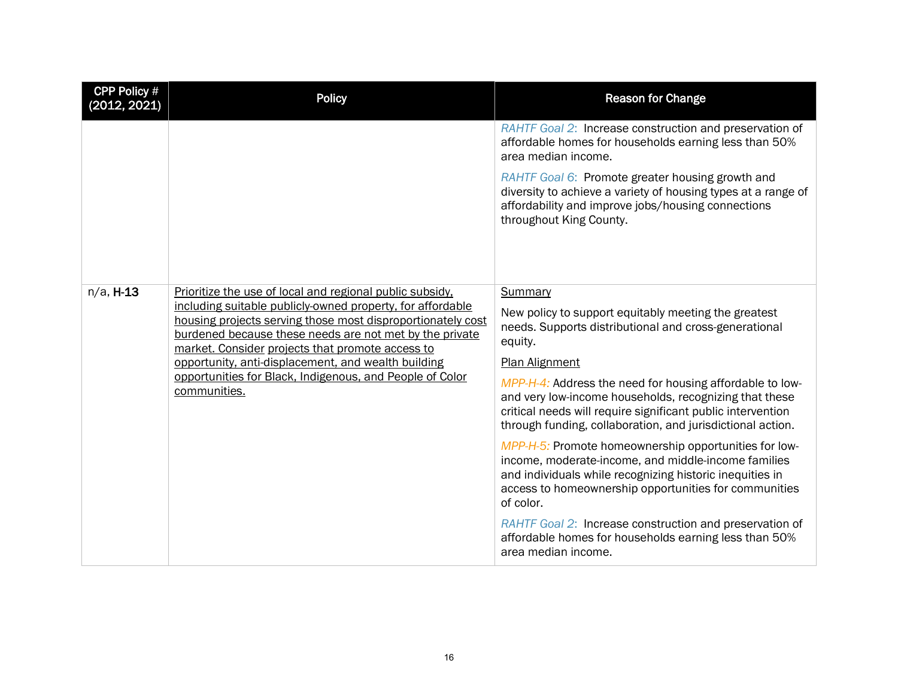| CPP Policy # (2012, 2021) | Policy | Reason for Change |
|---|---|---|
| | | *RAHTF Goal 2*: Increase construction and preservation of affordable homes for households earning less than 50% area median income.<br><br>*RAHTF Goal 6*: Promote greater housing growth and diversity to achieve a variety of housing types at a range of affordability and improve jobs/housing connections throughout King County. |
| n/a, **H-13** | <u>Prioritize the use of local and regional public subsidy, including suitable publicly-owned property, for affordable housing projects serving those most disproportionately cost burdened because these needs are not met by the private market. Consider projects that promote access to opportunity, anti-displacement, and wealth building opportunities for Black, Indigenous, and People of Color communities.</u> | <u>Summary</u><br><br>New policy to support equitably meeting the greatest needs. Supports distributional and cross-generational equity.<br><br><u>Plan Alignment</u><br><br>*MPP-H-4:* Address the need for housing affordable to low- and very low-income households, recognizing that these critical needs will require significant public intervention through funding, collaboration, and jurisdictional action.<br><br>*MPP-H-5:* Promote homeownership opportunities for low-income, moderate-income, and middle-income families and individuals while recognizing historic inequities in access to homeownership opportunities for communities of color.<br><br>*RAHTF Goal 2*: Increase construction and preservation of affordable homes for households earning less than 50% area median income. |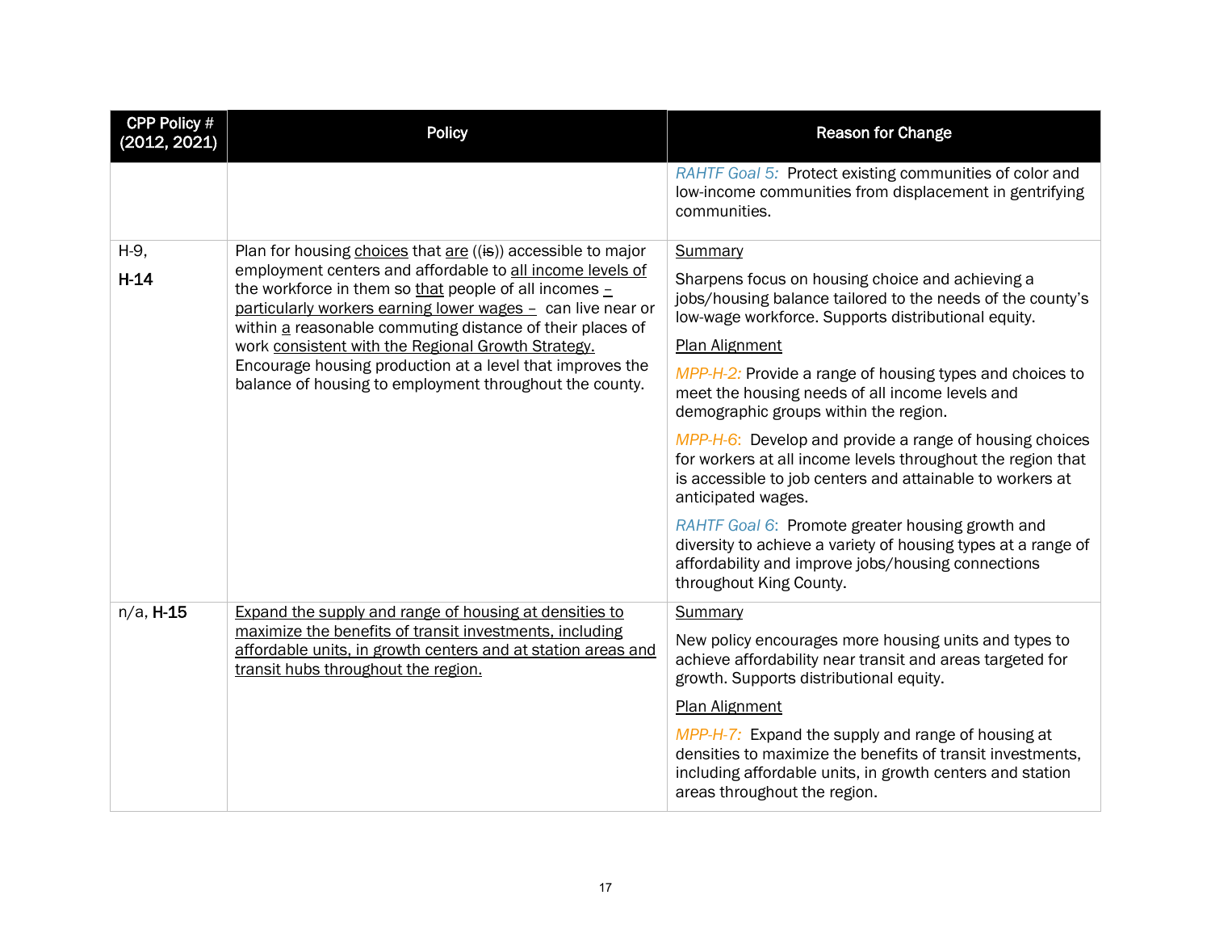| CPP Policy # (2012, 2021) | Policy | Reason for Change |
|---|---|---|
| | | *RAHTF Goal 5:* Protect existing communities of color and low-income communities from displacement in gentrifying communities. |
| H-9, **H-14** | Plan for housing <u>choices</u> that <u>are</u> ((~~is~~)) accessible to major employment centers and affordable to <u>all income levels of</u> the workforce in them so <u>that</u> people of all incomes <u>– particularly workers earning lower wages –</u> can live near or within <u>a</u> reasonable commuting distance of their places of work <u>consistent with the Regional Growth Strategy.</u> Encourage housing production at a level that improves the balance of housing to employment throughout the county. | <u>Summary</u><br><br>Sharpens focus on housing choice and achieving a jobs/housing balance tailored to the needs of the county's low-wage workforce. Supports distributional equity.<br><br><u>Plan Alignment</u><br><br>*MPP-H-2:* Provide a range of housing types and choices to meet the housing needs of all income levels and demographic groups within the region.<br><br>*MPP-H-6:* Develop and provide a range of housing choices for workers at all income levels throughout the region that is accessible to job centers and attainable to workers at anticipated wages.<br><br>*RAHTF Goal 6:* Promote greater housing growth and diversity to achieve a variety of housing types at a range of affordability and improve jobs/housing connections throughout King County. |
| n/a, **H-15** | <u>Expand the supply and range of housing at densities to maximize the benefits of transit investments, including affordable units, in growth centers and at station areas and transit hubs throughout the region.</u> | <u>Summary</u><br><br>New policy encourages more housing units and types to achieve affordability near transit and areas targeted for growth. Supports distributional equity.<br><br><u>Plan Alignment</u><br><br>*MPP-H-7:* Expand the supply and range of housing at densities to maximize the benefits of transit investments, including affordable units, in growth centers and station areas throughout the region. |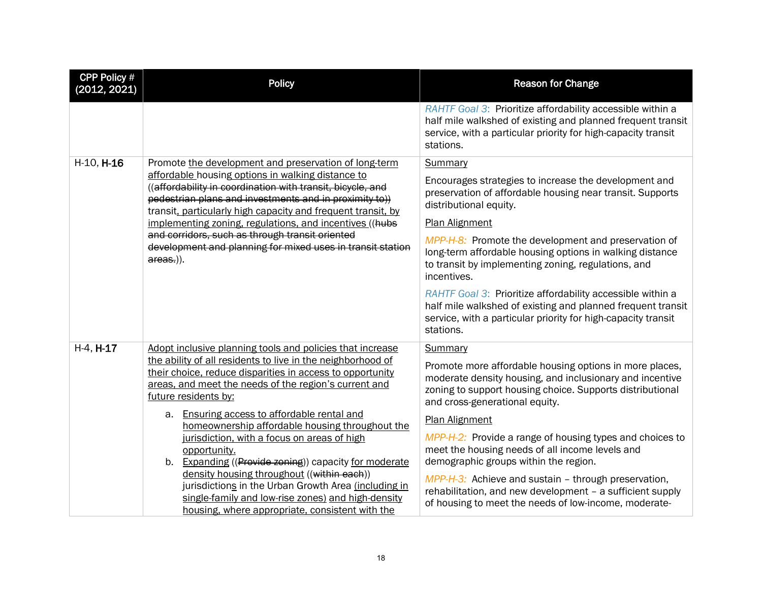| CPP Policy # (2012, 2021) | Policy | Reason for Change |
|---|---|---|
| | | *RAHTF Goal 3*: Prioritize affordability accessible within a half mile walkshed of existing and planned frequent transit service, with a particular priority for high-capacity transit stations. |
| H-10, **H-16** | Promote the development and preservation of long-term affordable housing options in walking distance to ((~~affordability in coordination with transit, bicycle, and pedestrian plans and investments and in proximity to~~)) transit, particularly high capacity and frequent transit, by implementing zoning, regulations, and incentives ((~~hubs and corridors, such as through transit oriented development and planning for mixed uses in transit station areas.~~)). | Summary<br><br>Encourages strategies to increase the development and preservation of affordable housing near transit. Supports distributional equity.<br><br>Plan Alignment<br><br>*MPP-H-8:* Promote the development and preservation of long-term affordable housing options in walking distance to transit by implementing zoning, regulations, and incentives.<br><br>*RAHTF Goal 3*: Prioritize affordability accessible within a half mile walkshed of existing and planned frequent transit service, with a particular priority for high-capacity transit stations. |
| H-4, **H-17** | Adopt inclusive planning tools and policies that increase the ability of all residents to live in the neighborhood of their choice, reduce disparities in access to opportunity areas, and meet the needs of the region's current and future residents by:<br><br>a. Ensuring access to affordable rental and homeownership affordable housing throughout the jurisdiction, with a focus on areas of high opportunity.<br>b. Expanding ((~~Provide zoning~~)) capacity for moderate density housing throughout ((~~within each~~)) jurisdictions in the Urban Growth Area (including in single-family and low-rise zones) and high-density housing, where appropriate, consistent with the | Summary<br><br>Promote more affordable housing options in more places, moderate density housing, and inclusionary and incentive zoning to support housing choice. Supports distributional and cross-generational equity.<br><br>Plan Alignment<br><br>*MPP-H-2:* Provide a range of housing types and choices to meet the housing needs of all income levels and demographic groups within the region.<br><br>*MPP-H-3:* Achieve and sustain – through preservation, rehabilitation, and new development – a sufficient supply of housing to meet the needs of low-income, moderate- |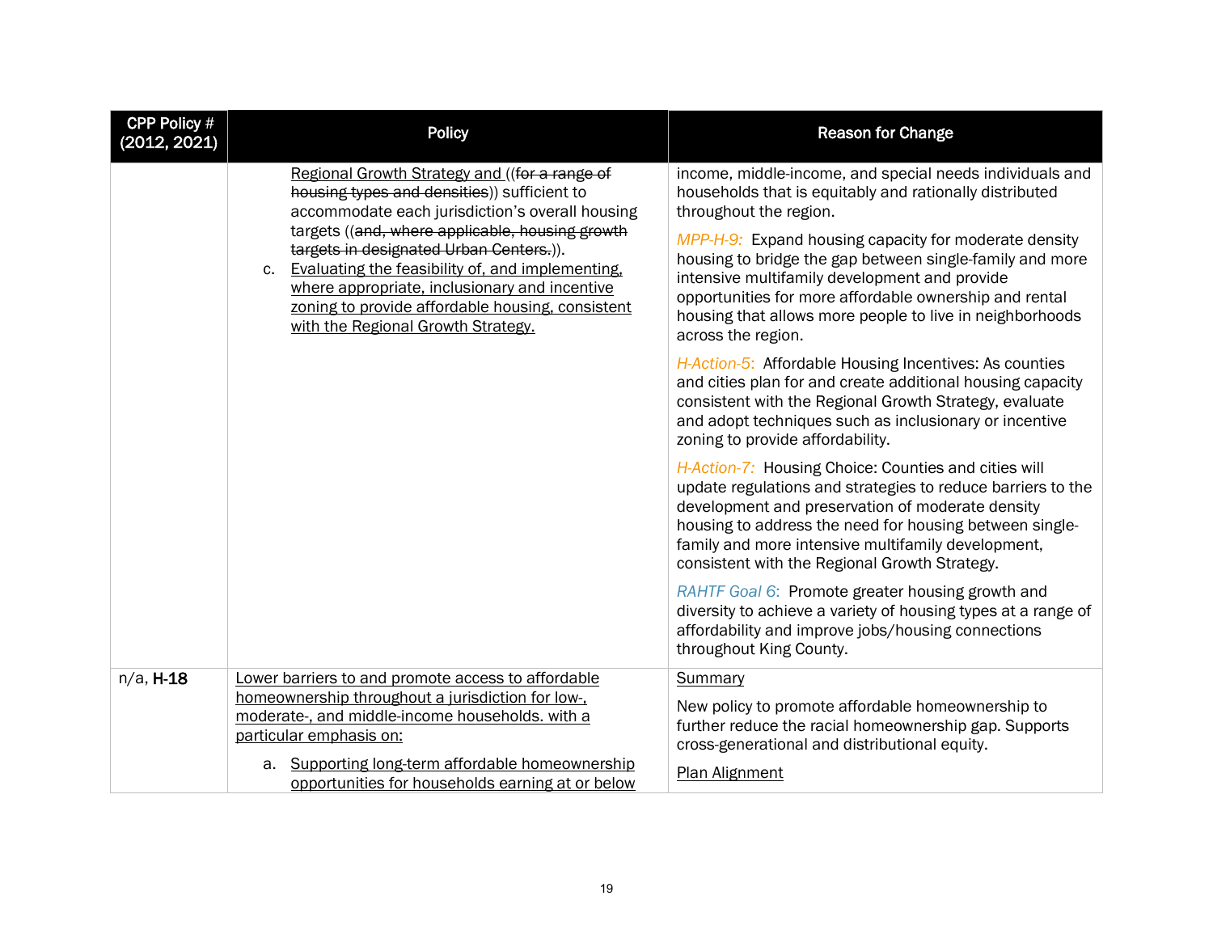| CPP Policy # (2012, 2021) | Policy | Reason for Change |
|---|---|---|
| | <u>Regional Growth Strategy and</u> ((~~for a range of housing types and densities~~)) sufficient to accommodate each jurisdiction's overall housing targets ((~~and, where applicable, housing growth targets in designated Urban Centers.~~)).<br>c. <u>Evaluating the feasibility of, and implementing, where appropriate, inclusionary and incentive zoning to provide affordable housing, consistent with the Regional Growth Strategy.</u> | income, middle-income, and special needs individuals and households that is equitably and rationally distributed throughout the region.<br><br>*MPP-H-9:* Expand housing capacity for moderate density housing to bridge the gap between single-family and more intensive multifamily development and provide opportunities for more affordable ownership and rental housing that allows more people to live in neighborhoods across the region.<br><br>*H-Action-5*: Affordable Housing Incentives: As counties and cities plan for and create additional housing capacity consistent with the Regional Growth Strategy, evaluate and adopt techniques such as inclusionary or incentive zoning to provide affordability.<br><br>*H-Action-7:* Housing Choice: Counties and cities will update regulations and strategies to reduce barriers to the development and preservation of moderate density housing to address the need for housing between single-family and more intensive multifamily development, consistent with the Regional Growth Strategy.<br><br>*RAHTF Goal 6*: Promote greater housing growth and diversity to achieve a variety of housing types at a range of affordability and improve jobs/housing connections throughout King County. |
| n/a, **H-18** | <u>Lower barriers to and promote access to affordable homeownership throughout a jurisdiction for low-, moderate-, and middle-income households. with a particular emphasis on:</u><br>a. <u>Supporting long-term affordable homeownership opportunities for households earning at or below</u> | <u>Summary</u><br><br>New policy to promote affordable homeownership to further reduce the racial homeownership gap. Supports cross-generational and distributional equity.<br><br><u>Plan Alignment</u> |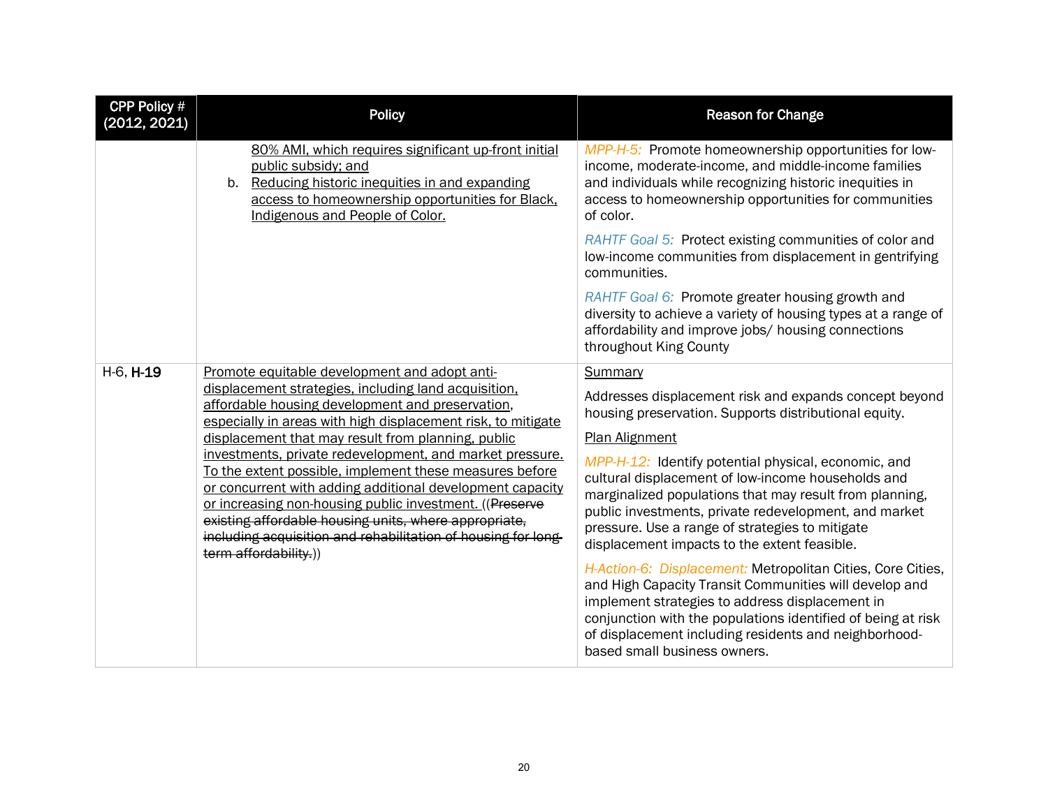| CPP Policy # (2012, 2021) | Policy | Reason for Change |
|---|---|---|
| | <u>80% AMI, which requires significant up-front initial public subsidy; and</u><br>b. <u>Reducing historic inequities in and expanding access to homeownership opportunities for Black, Indigenous and People of Color.</u> | *MPP-H-5:* Promote homeownership opportunities for low-income, moderate-income, and middle-income families and individuals while recognizing historic inequities in access to homeownership opportunities for communities of color.<br><br>*RAHTF Goal 5:* Protect existing communities of color and low-income communities from displacement in gentrifying communities.<br><br>*RAHTF Goal 6:* Promote greater housing growth and diversity to achieve a variety of housing types at a range of affordability and improve jobs/ housing connections throughout King County |
| H-6, **H-19** | <u>Promote equitable development and adopt anti-displacement strategies, including land acquisition, affordable housing development and preservation, especially in areas with high displacement risk, to mitigate displacement that may result from planning, public investments, private redevelopment, and market pressure. To the extent possible, implement these measures before or concurrent with adding additional development capacity or increasing non-housing public investment.</u> ((~~Preserve existing affordable housing units, where appropriate, including acquisition and rehabilitation of housing for long-term affordability.~~)) | <u>Summary</u><br><br>Addresses displacement risk and expands concept beyond housing preservation. Supports distributional equity.<br><br><u>Plan Alignment</u><br><br>*MPP-H-12:* Identify potential physical, economic, and cultural displacement of low-income households and marginalized populations that may result from planning, public investments, private redevelopment, and market pressure. Use a range of strategies to mitigate displacement impacts to the extent feasible.<br><br>*H-Action-6: Displacement:* Metropolitan Cities, Core Cities, and High Capacity Transit Communities will develop and implement strategies to address displacement in conjunction with the populations identified of being at risk of displacement including residents and neighborhood-based small business owners. |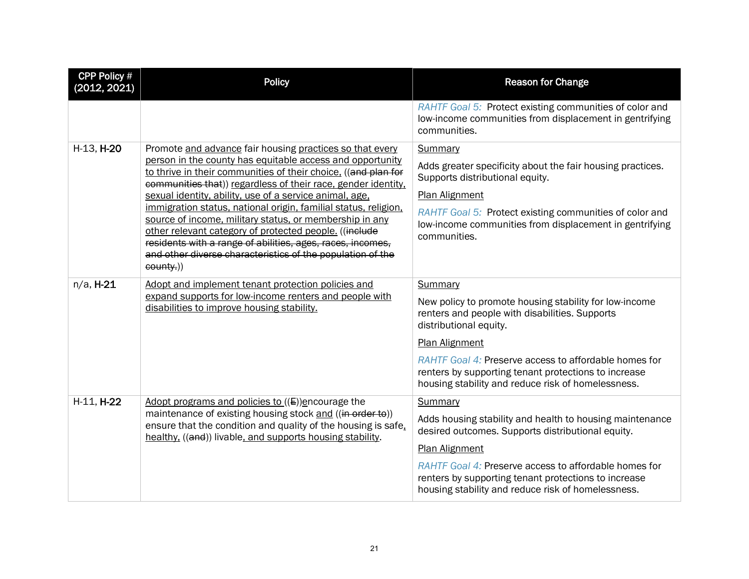| CPP Policy # (2012, 2021) | Policy | Reason for Change |
|---|---|---|
| | | *RAHTF Goal 5:* Protect existing communities of color and low-income communities from displacement in gentrifying communities. |
| H-13, **H-20** | Promote <u>and advance</u> fair housing <u>practices so that every person in the county has equitable access and opportunity to thrive in their communities of their choice,</u> ((~~and plan for communities that~~)) <u>regardless of their race, gender identity, sexual identity, ability, use of a service animal, age, immigration status, national origin, familial status, religion, source of income, military status, or membership in any other relevant category of protected people.</u> ((~~include residents with a range of abilities, ages, races, incomes, and other diverse characteristics of the population of the county.~~)) | <u>Summary</u><br><br>Adds greater specificity about the fair housing practices. Supports distributional equity.<br><br><u>Plan Alignment</u><br><br>*RAHTF Goal 5:* Protect existing communities of color and low-income communities from displacement in gentrifying communities. |
| n/a, **H-21** | <u>Adopt and implement tenant protection policies and expand supports for low-income renters and people with disabilities to improve housing stability.</u> | <u>Summary</u><br><br>New policy to promote housing stability for low-income renters and people with disabilities. Supports distributional equity.<br><br><u>Plan Alignment</u><br><br>*RAHTF Goal 4:* Preserve access to affordable homes for renters by supporting tenant protections to increase housing stability and reduce risk of homelessness. |
| H-11, **H-22** | <u>Adopt programs and policies to</u> ((~~E~~))<u>e</u>ncourage the maintenance of existing housing stock <u>and</u> ((~~in order to~~)) ensure that the condition and quality of the housing is safe<u>, healthy,</u> ((~~and~~)) livable<u>, and supports housing stability</u>. | <u>Summary</u><br><br>Adds housing stability and health to housing maintenance desired outcomes. Supports distributional equity.<br><br><u>Plan Alignment</u><br><br>*RAHTF Goal 4:* Preserve access to affordable homes for renters by supporting tenant protections to increase housing stability and reduce risk of homelessness. |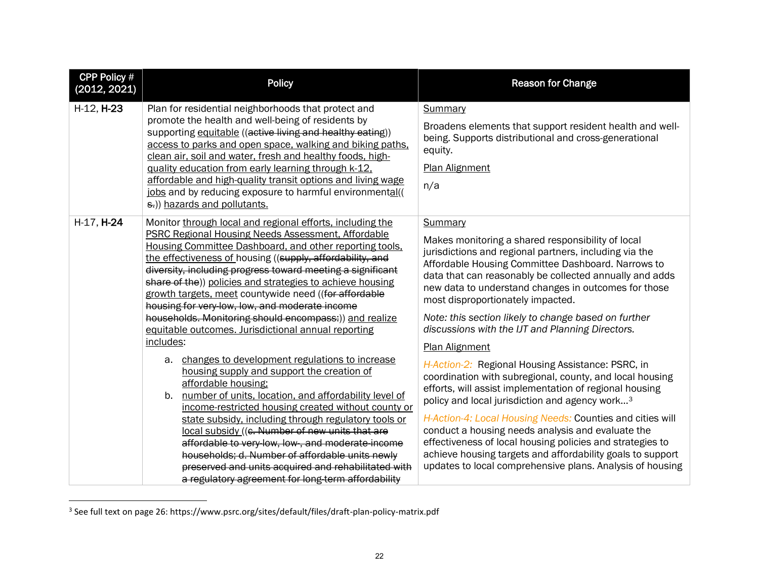| CPP Policy # (2012, 2021) | Policy | Reason for Change |
|---|---|---|
| H-12, **H-23** | Plan for residential neighborhoods that protect and promote the health and well-being of residents by supporting <u>equitable</u> ((~~active living and healthy eating~~)) <u>access to parks and open space, walking and biking paths, clean air, soil and water, fresh and healthy foods, high-quality education from early learning through k-12, affordable and high-quality transit options and living wage jobs</u> and by reducing exposure to harmful environmental<u>al</u>((~~s.~~)) <u>hazards and pollutants.</u> | <u>Summary</u><br><br>Broadens elements that support resident health and well-being. Supports distributional and cross-generational equity.<br><br><u>Plan Alignment</u><br><br>n/a |
| H-17, **H-24** | Monitor <u>through local and regional efforts, including the PSRC Regional Housing Needs Assessment, Affordable Housing Committee Dashboard, and other reporting tools, the effectiveness of</u> housing ((~~supply, affordability, and diversity, including progress toward meeting a significant share of the~~)) <u>policies and strategies to achieve housing growth targets, meet</u> countywide need ((~~for affordable housing for very-low, low, and moderate income households. Monitoring should encompass:~~)) <u>and realize equitable outcomes. Jurisdictional annual reporting includes</u>:<br><br>a. <u>changes to development regulations to increase housing supply and support the creation of affordable housing;</u><br>b. <u>number of units, location, and affordability level of income-restricted housing created without county or state subsidy, including through regulatory tools or local subsidy</u> ((~~c. Number of new units that are affordable to very-low, low-, and moderate-income households; d. Number of affordable units newly preserved and units acquired and rehabilitated with a regulatory agreement for long-term affordability~~ | <u>Summary</u><br><br>Makes monitoring a shared responsibility of local jurisdictions and regional partners, including via the Affordable Housing Committee Dashboard. Narrows to data that can reasonably be collected annually and adds new data to understand changes in outcomes for those most disproportionately impacted.<br><br>*Note: this section likely to change based on further discussions with the IJT and Planning Directors.*<br><br><u>Plan Alignment</u><br><br>*H-Action-2:* Regional Housing Assistance: PSRC, in coordination with subregional, county, and local housing efforts, will assist implementation of regional housing policy and local jurisdiction and agency work…[3]<br><br>*H-Action-4: Local Housing Needs:* Counties and cities will conduct a housing needs analysis and evaluate the effectiveness of local housing policies and strategies to achieve housing targets and affordability goals to support updates to local comprehensive plans. Analysis of housing |

[3] See full text on page 26: https://www.psrc.org/sites/default/files/draft-plan-policy-matrix.pdf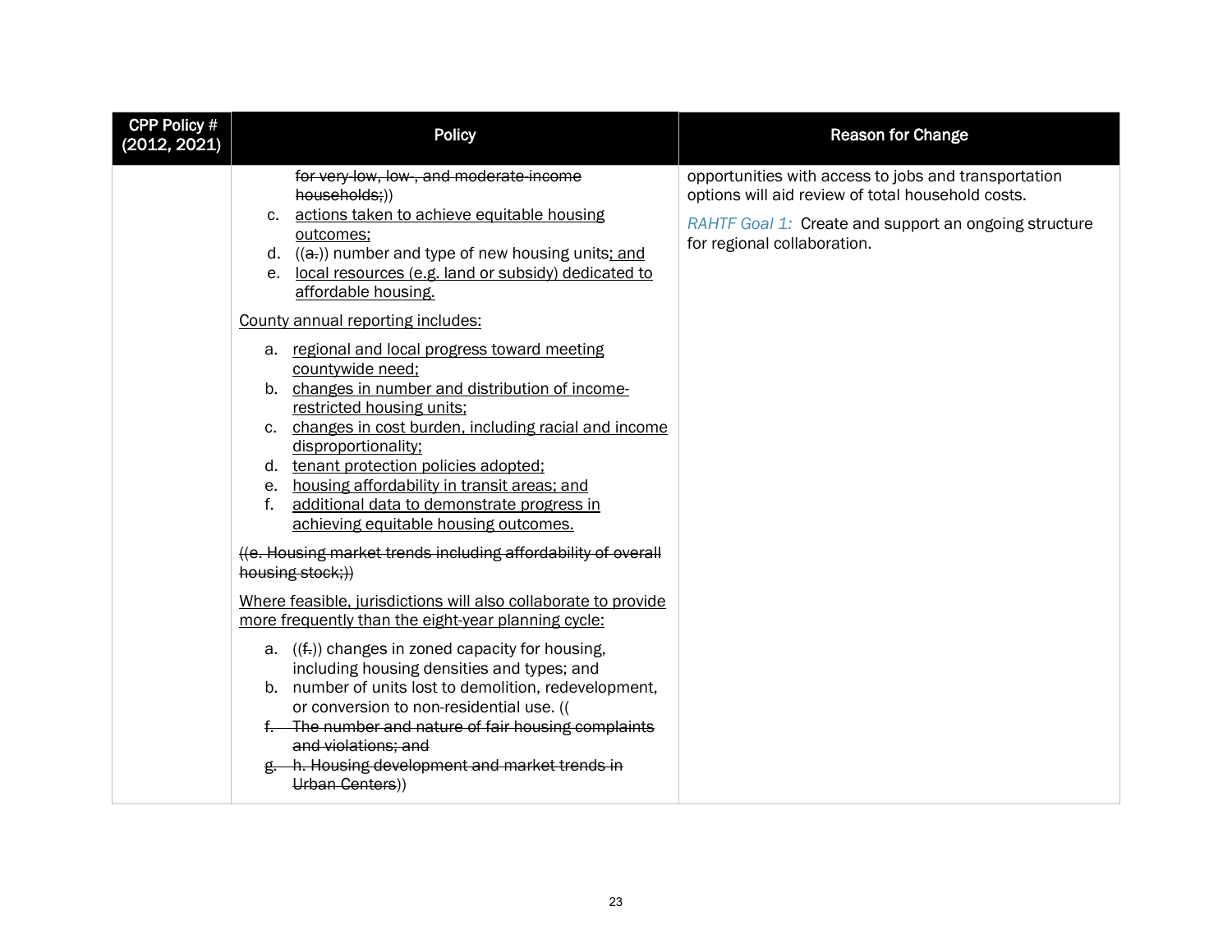| CPP Policy # (2012, 2021) | Policy | Reason for Change |
|---|---|---|
| | ~~for very-low, low-, and moderate-income households;~~))<br>c. <u>actions taken to achieve equitable housing outcomes;</u><br>d. ((~~a.~~)) number and type of new housing units<u>; and</u><br>e. <u>local resources (e.g. land or subsidy) dedicated to affordable housing.</u><br><br><u>County annual reporting includes:</u><br><br>a. <u>regional and local progress toward meeting countywide need;</u><br>b. <u>changes in number and distribution of income-restricted housing units;</u><br>c. <u>changes in cost burden, including racial and income disproportionality;</u><br>d. <u>tenant protection policies adopted;</u><br>e. <u>housing affordability in transit areas; and</u><br>f. <u>additional data to demonstrate progress in achieving equitable housing outcomes.</u><br><br>~~((e. Housing market trends including affordability of overall housing stock;))~~<br><br><u>Where feasible, jurisdictions will also collaborate to provide more frequently than the eight-year planning cycle:</u><br><br>a. ((~~f.~~)) changes in zoned capacity for housing, including housing densities and types; and<br>b. number of units lost to demolition, redevelopment, or conversion to non-residential use. ((<br>~~f. The number and nature of fair housing complaints and violations; and~~<br>~~g. h. Housing development and market trends in Urban Centers~~)) | opportunities with access to jobs and transportation options will aid review of total household costs.<br><br>*RAHTF Goal 1:* Create and support an ongoing structure for regional collaboration. |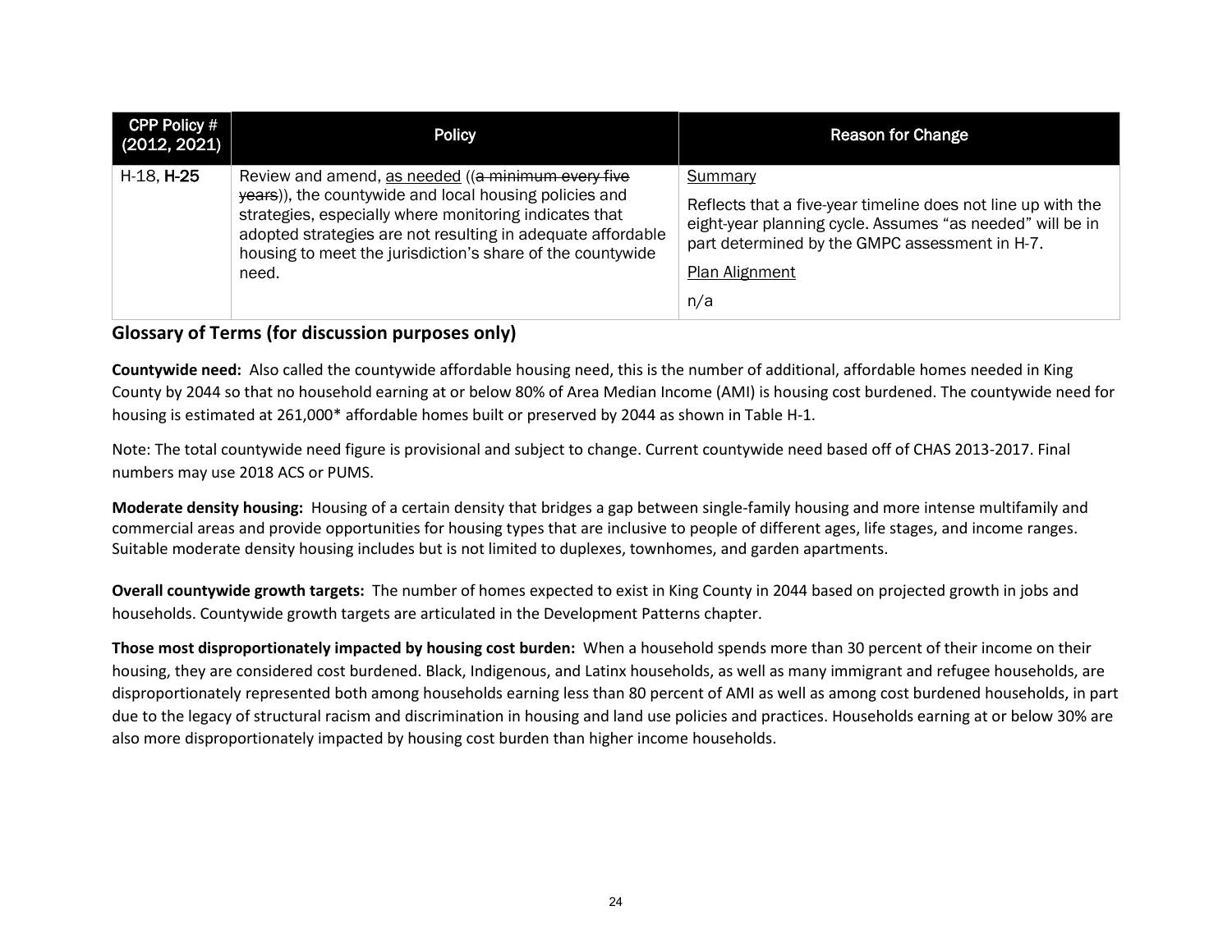| CPP Policy # (2012, 2021) | Policy | Reason for Change |
|---|---|---|
| H-18, **H-25** | Review and amend, as needed ((~~a minimum every five years~~)), the countywide and local housing policies and strategies, especially where monitoring indicates that adopted strategies are not resulting in adequate affordable housing to meet the jurisdiction's share of the countywide need. | Summary<br><br>Reflects that a five-year timeline does not line up with the eight-year planning cycle. Assumes "as needed" will be in part determined by the GMPC assessment in H-7.<br><br>Plan Alignment<br><br>n/a |

## Glossary of Terms (for discussion purposes only)

**Countywide need:** Also called the countywide affordable housing need, this is the number of additional, affordable homes needed in King County by 2044 so that no household earning at or below 80% of Area Median Income (AMI) is housing cost burdened. The countywide need for housing is estimated at 261,000* affordable homes built or preserved by 2044 as shown in Table H-1.

Note: The total countywide need figure is provisional and subject to change. Current countywide need based off of CHAS 2013-2017. Final numbers may use 2018 ACS or PUMS.

**Moderate density housing:** Housing of a certain density that bridges a gap between single-family housing and more intense multifamily and commercial areas and provide opportunities for housing types that are inclusive to people of different ages, life stages, and income ranges. Suitable moderate density housing includes but is not limited to duplexes, townhomes, and garden apartments.

**Overall countywide growth targets:** The number of homes expected to exist in King County in 2044 based on projected growth in jobs and households. Countywide growth targets are articulated in the Development Patterns chapter.

**Those most disproportionately impacted by housing cost burden:** When a household spends more than 30 percent of their income on their housing, they are considered cost burdened. Black, Indigenous, and Latinx households, as well as many immigrant and refugee households, are disproportionately represented both among households earning less than 80 percent of AMI as well as among cost burdened households, in part due to the legacy of structural racism and discrimination in housing and land use policies and practices. Households earning at or below 30% are also more disproportionately impacted by housing cost burden than higher income households.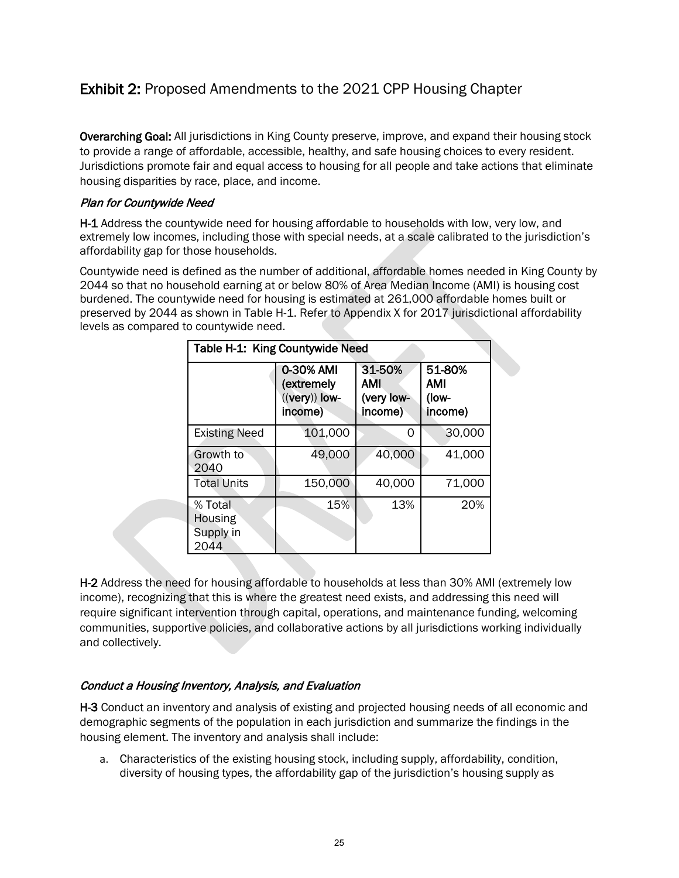## **Exhibit 2:** Proposed Amendments to the 2021 CPP Housing Chapter

**Overarching Goal:** All jurisdictions in King County preserve, improve, and expand their housing stock to provide a range of affordable, accessible, healthy, and safe housing choices to every resident. Jurisdictions promote fair and equal access to housing for all people and take actions that eliminate housing disparities by race, place, and income.

### *Plan for Countywide Need*

**H-1** Address the countywide need for housing affordable to households with low, very low, and extremely low incomes, including those with special needs, at a scale calibrated to the jurisdiction's affordability gap for those households.

Countywide need is defined as the number of additional, affordable homes needed in King County by 2044 so that no household earning at or below 80% of Area Median Income (AMI) is housing cost burdened. The countywide need for housing is estimated at 261,000 affordable homes built or preserved by 2044 as shown in Table H-1. Refer to Appendix X for 2017 jurisdictional affordability levels as compared to countywide need.

**Table H-1: King Countywide Need**

| | 0-30% AMI (extremely ((very)) low-income) | 31-50% AMI (very low-income) | 51-80% AMI (low-income) |
|---|---|---|---|
| Existing Need | 101,000 | 0 | 30,000 |
| Growth to 2040 | 49,000 | 40,000 | 41,000 |
| Total Units | 150,000 | 40,000 | 71,000 |
| % Total Housing Supply in 2044 | 15% | 13% | 20% |

**H-2** Address the need for housing affordable to households at less than 30% AMI (extremely low income), recognizing that this is where the greatest need exists, and addressing this need will require significant intervention through capital, operations, and maintenance funding, welcoming communities, supportive policies, and collaborative actions by all jurisdictions working individually and collectively.

### *Conduct a Housing Inventory, Analysis, and Evaluation*

**H-3** Conduct an inventory and analysis of existing and projected housing needs of all economic and demographic segments of the population in each jurisdiction and summarize the findings in the housing element. The inventory and analysis shall include:

a. Characteristics of the existing housing stock, including supply, affordability, condition, diversity of housing types, the affordability gap of the jurisdiction's housing supply as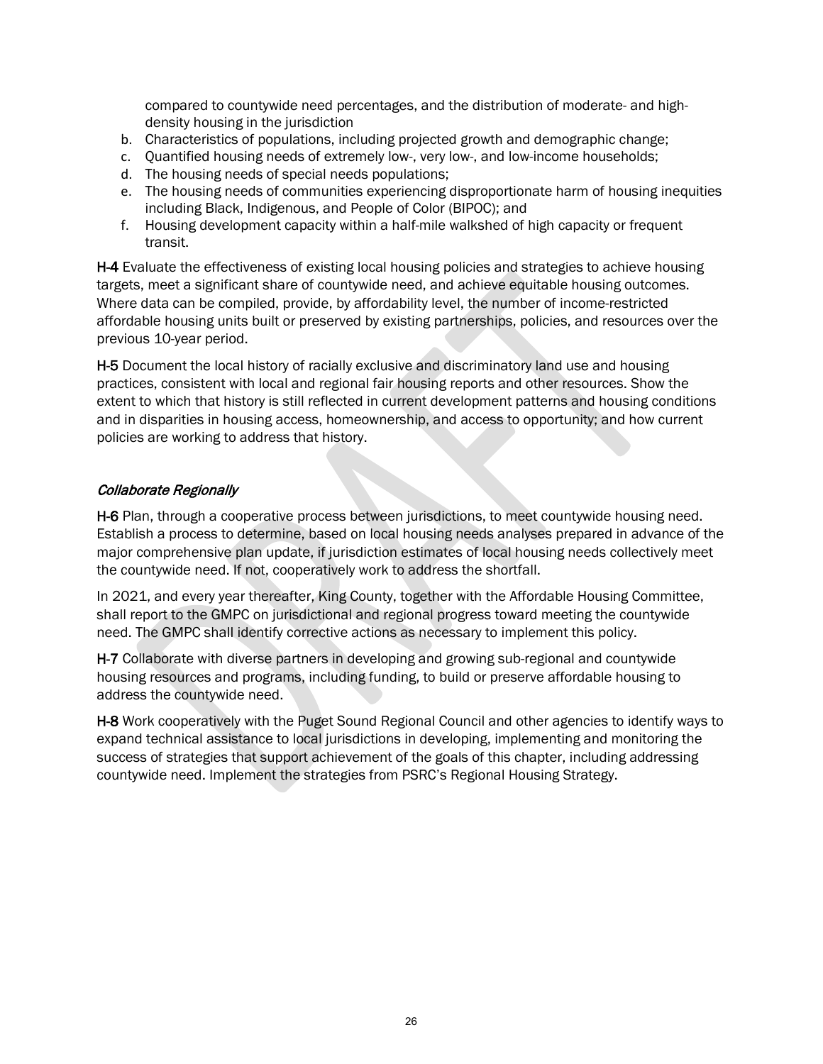compared to countywide need percentages, and the distribution of moderate- and high-density housing in the jurisdiction

b. Characteristics of populations, including projected growth and demographic change;
c. Quantified housing needs of extremely low-, very low-, and low-income households;
d. The housing needs of special needs populations;
e. The housing needs of communities experiencing disproportionate harm of housing inequities including Black, Indigenous, and People of Color (BIPOC); and
f. Housing development capacity within a half-mile walkshed of high capacity or frequent transit.

**H-4** Evaluate the effectiveness of existing local housing policies and strategies to achieve housing targets, meet a significant share of countywide need, and achieve equitable housing outcomes. Where data can be compiled, provide, by affordability level, the number of income-restricted affordable housing units built or preserved by existing partnerships, policies, and resources over the previous 10-year period.

**H-5** Document the local history of racially exclusive and discriminatory land use and housing practices, consistent with local and regional fair housing reports and other resources. Show the extent to which that history is still reflected in current development patterns and housing conditions and in disparities in housing access, homeownership, and access to opportunity; and how current policies are working to address that history.

### *Collaborate Regionally*

**H-6** Plan, through a cooperative process between jurisdictions, to meet countywide housing need. Establish a process to determine, based on local housing needs analyses prepared in advance of the major comprehensive plan update, if jurisdiction estimates of local housing needs collectively meet the countywide need. If not, cooperatively work to address the shortfall.

In 2021, and every year thereafter, King County, together with the Affordable Housing Committee, shall report to the GMPC on jurisdictional and regional progress toward meeting the countywide need. The GMPC shall identify corrective actions as necessary to implement this policy.

**H-7** Collaborate with diverse partners in developing and growing sub-regional and countywide housing resources and programs, including funding, to build or preserve affordable housing to address the countywide need.

**H-8** Work cooperatively with the Puget Sound Regional Council and other agencies to identify ways to expand technical assistance to local jurisdictions in developing, implementing and monitoring the success of strategies that support achievement of the goals of this chapter, including addressing countywide need. Implement the strategies from PSRC's Regional Housing Strategy.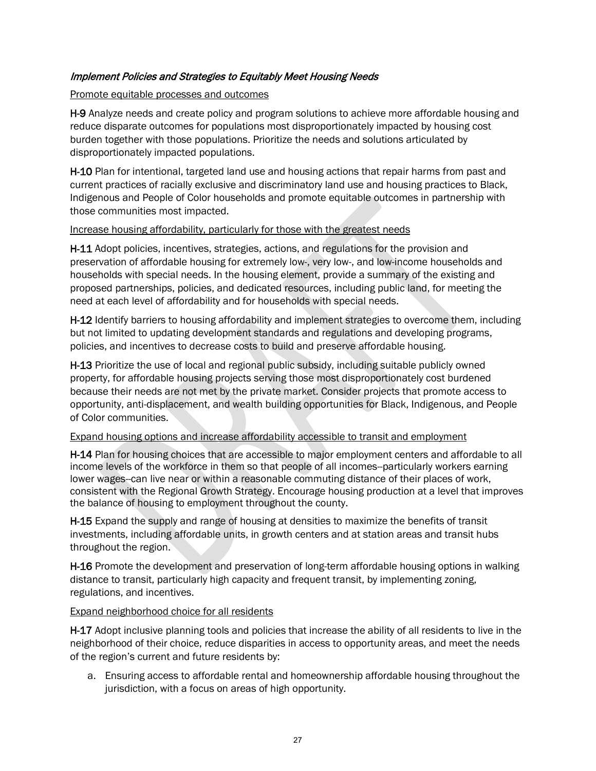### *Implement Policies and Strategies to Equitably Meet Housing Needs*

Promote equitable processes and outcomes

**H-9** Analyze needs and create policy and program solutions to achieve more affordable housing and reduce disparate outcomes for populations most disproportionately impacted by housing cost burden together with those populations. Prioritize the needs and solutions articulated by disproportionately impacted populations.

**H-10** Plan for intentional, targeted land use and housing actions that repair harms from past and current practices of racially exclusive and discriminatory land use and housing practices to Black, Indigenous and People of Color households and promote equitable outcomes in partnership with those communities most impacted.

Increase housing affordability, particularly for those with the greatest needs

**H-11** Adopt policies, incentives, strategies, actions, and regulations for the provision and preservation of affordable housing for extremely low-, very low-, and low-income households and households with special needs. In the housing element, provide a summary of the existing and proposed partnerships, policies, and dedicated resources, including public land, for meeting the need at each level of affordability and for households with special needs.

**H-12** Identify barriers to housing affordability and implement strategies to overcome them, including but not limited to updating development standards and regulations and developing programs, policies, and incentives to decrease costs to build and preserve affordable housing.

**H-13** Prioritize the use of local and regional public subsidy, including suitable publicly owned property, for affordable housing projects serving those most disproportionately cost burdened because their needs are not met by the private market. Consider projects that promote access to opportunity, anti-displacement, and wealth building opportunities for Black, Indigenous, and People of Color communities.

Expand housing options and increase affordability accessible to transit and employment

**H-14** Plan for housing choices that are accessible to major employment centers and affordable to all income levels of the workforce in them so that people of all incomes--particularly workers earning lower wages--can live near or within a reasonable commuting distance of their places of work, consistent with the Regional Growth Strategy. Encourage housing production at a level that improves the balance of housing to employment throughout the county.

**H-15** Expand the supply and range of housing at densities to maximize the benefits of transit investments, including affordable units, in growth centers and at station areas and transit hubs throughout the region.

**H-16** Promote the development and preservation of long-term affordable housing options in walking distance to transit, particularly high capacity and frequent transit, by implementing zoning, regulations, and incentives.

Expand neighborhood choice for all residents

**H-17** Adopt inclusive planning tools and policies that increase the ability of all residents to live in the neighborhood of their choice, reduce disparities in access to opportunity areas, and meet the needs of the region's current and future residents by:

a. Ensuring access to affordable rental and homeownership affordable housing throughout the jurisdiction, with a focus on areas of high opportunity.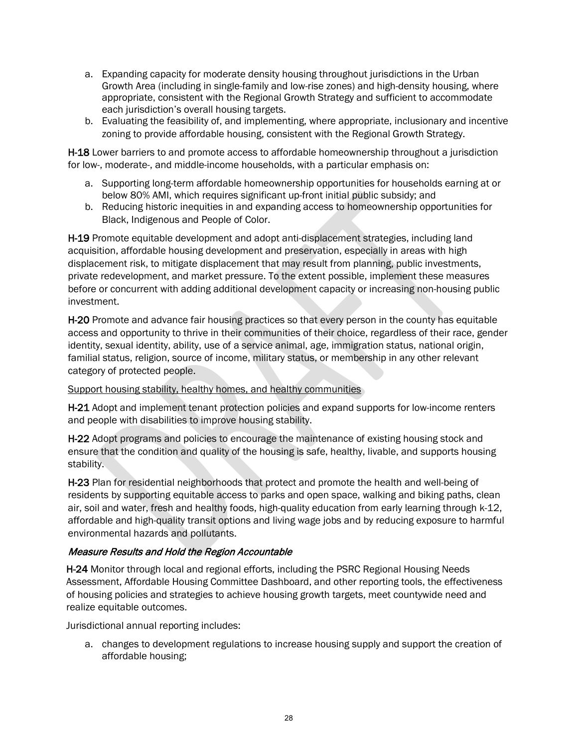a. Expanding capacity for moderate density housing throughout jurisdictions in the Urban Growth Area (including in single-family and low-rise zones) and high-density housing, where appropriate, consistent with the Regional Growth Strategy and sufficient to accommodate each jurisdiction's overall housing targets.
b. Evaluating the feasibility of, and implementing, where appropriate, inclusionary and incentive zoning to provide affordable housing, consistent with the Regional Growth Strategy.

**H-18** Lower barriers to and promote access to affordable homeownership throughout a jurisdiction for low-, moderate-, and middle-income households, with a particular emphasis on:

a. Supporting long-term affordable homeownership opportunities for households earning at or below 80% AMI, which requires significant up-front initial public subsidy; and
b. Reducing historic inequities in and expanding access to homeownership opportunities for Black, Indigenous and People of Color.

**H-19** Promote equitable development and adopt anti-displacement strategies, including land acquisition, affordable housing development and preservation, especially in areas with high displacement risk, to mitigate displacement that may result from planning, public investments, private redevelopment, and market pressure. To the extent possible, implement these measures before or concurrent with adding additional development capacity or increasing non-housing public investment.

**H-20** Promote and advance fair housing practices so that every person in the county has equitable access and opportunity to thrive in their communities of their choice, regardless of their race, gender identity, sexual identity, ability, use of a service animal, age, immigration status, national origin, familial status, religion, source of income, military status, or membership in any other relevant category of protected people.

<u>Support housing stability, healthy homes, and healthy communities</u>

**H-21** Adopt and implement tenant protection policies and expand supports for low-income renters and people with disabilities to improve housing stability.

**H-22** Adopt programs and policies to encourage the maintenance of existing housing stock and ensure that the condition and quality of the housing is safe, healthy, livable, and supports housing stability.

**H-23** Plan for residential neighborhoods that protect and promote the health and well-being of residents by supporting equitable access to parks and open space, walking and biking paths, clean air, soil and water, fresh and healthy foods, high-quality education from early learning through k-12, affordable and high-quality transit options and living wage jobs and by reducing exposure to harmful environmental hazards and pollutants.

### *Measure Results and Hold the Region Accountable*

**H-24** Monitor through local and regional efforts, including the PSRC Regional Housing Needs Assessment, Affordable Housing Committee Dashboard, and other reporting tools, the effectiveness of housing policies and strategies to achieve housing growth targets, meet countywide need and realize equitable outcomes.

Jurisdictional annual reporting includes:

a. changes to development regulations to increase housing supply and support the creation of affordable housing;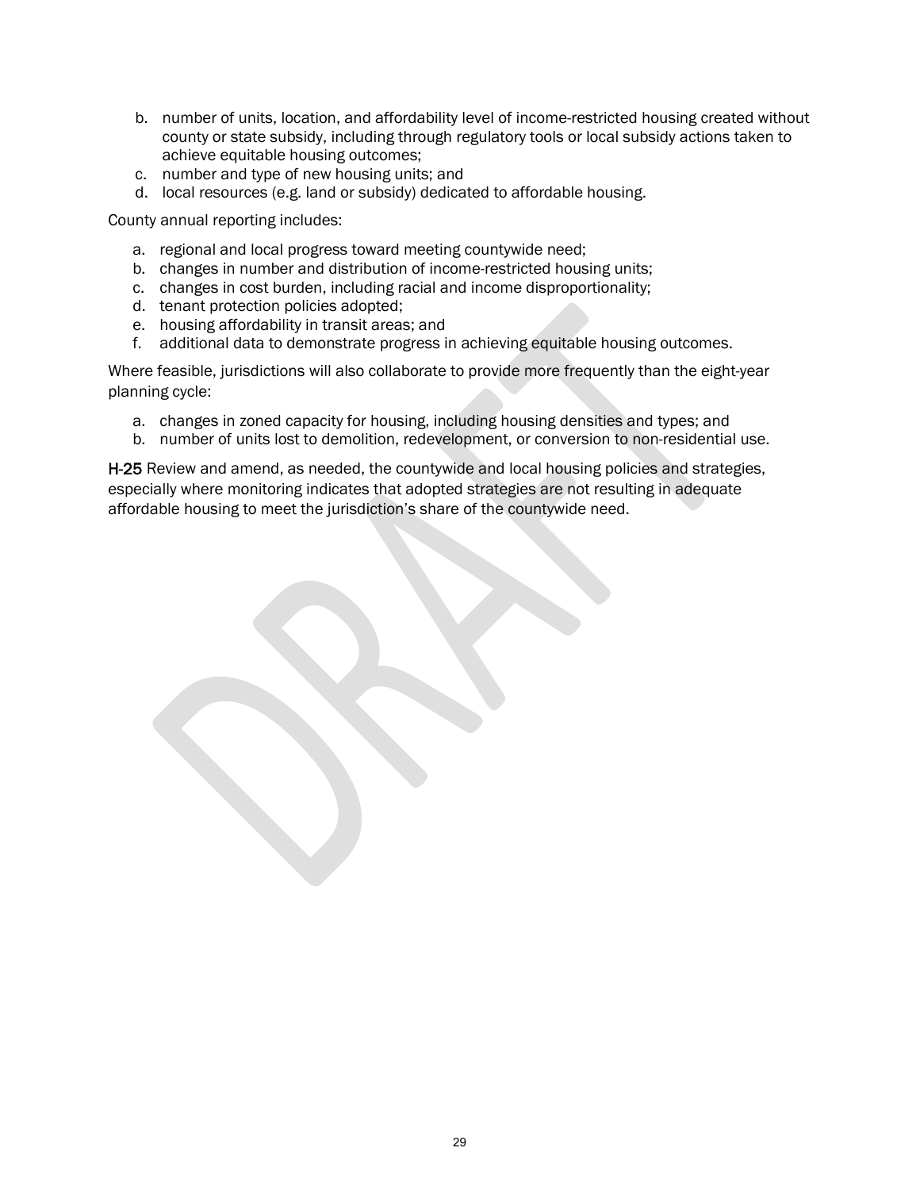b. number of units, location, and affordability level of income-restricted housing created without county or state subsidy, including through regulatory tools or local subsidy actions taken to achieve equitable housing outcomes;
c. number and type of new housing units; and
d. local resources (e.g. land or subsidy) dedicated to affordable housing.

County annual reporting includes:

a. regional and local progress toward meeting countywide need;
b. changes in number and distribution of income-restricted housing units;
c. changes in cost burden, including racial and income disproportionality;
d. tenant protection policies adopted;
e. housing affordability in transit areas; and
f. additional data to demonstrate progress in achieving equitable housing outcomes.

Where feasible, jurisdictions will also collaborate to provide more frequently than the eight-year planning cycle:

a. changes in zoned capacity for housing, including housing densities and types; and
b. number of units lost to demolition, redevelopment, or conversion to non-residential use.

**H-25** Review and amend, as needed, the countywide and local housing policies and strategies, especially where monitoring indicates that adopted strategies are not resulting in adequate affordable housing to meet the jurisdiction's share of the countywide need.